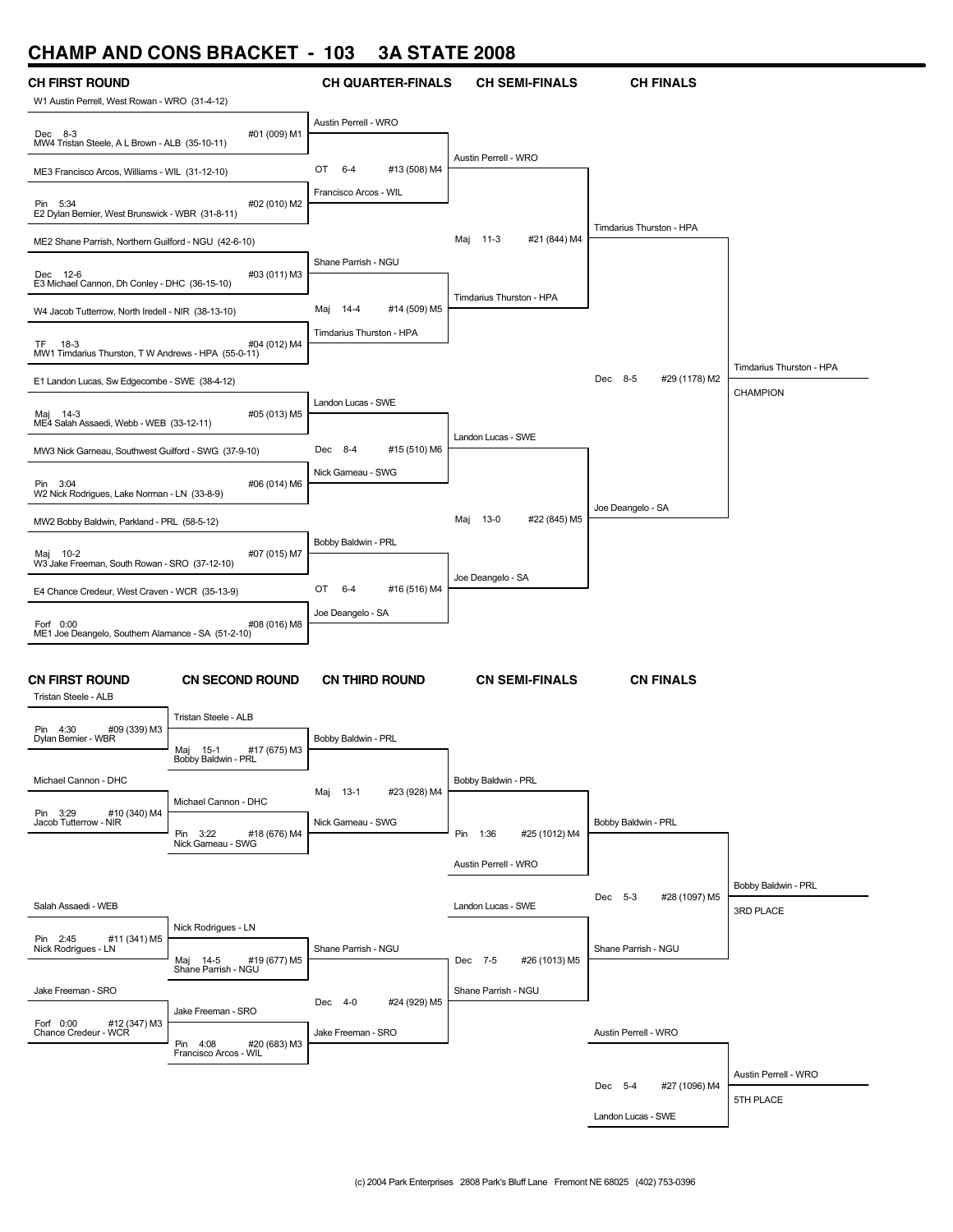# CHAMP AND CONS BRACKET - 103 3A STATE 2008

## CH FIRST ROUND

W1 Austin Perrell, West Rowan - WRO (31-4-12)
Dec 8-3 #01 (009) M1
MW4 Tristan Steele, A L Brown - ALB (35-10-11)

ME3 Francisco Arcos, Williams - WIL (31-12-10)
Pin 5:34 #02 (010) M2
E2 Dylan Bernier, West Brunswick - WBR (31-8-11)

ME2 Shane Parrish, Northern Guilford - NGU (42-6-10)
Dec 12-6 #03 (011) M3
E3 Michael Cannon, Dh Conley - DHC (36-15-10)

W4 Jacob Tutterrow, North Iredell - NIR (38-13-10)
TF 18-3 #04 (012) M4
MW1 Timdarius Thurston, T W Andrews - HPA (55-0-11)

E1 Landon Lucas, Sw Edgecombe - SWE (38-4-12)
Maj 14-3 #05 (013) M5
ME4 Salah Assaedi, Webb - WEB (33-12-11)

MW3 Nick Garneau, Southwest Guilford - SWG (37-9-10)
Pin 3:04 #06 (014) M6
W2 Nick Rodrigues, Lake Norman - LN (33-8-9)

MW2 Bobby Baldwin, Parkland - PRL (58-5-12)
Maj 10-2 #07 (015) M7
W3 Jake Freeman, South Rowan - SRO (37-12-10)

E4 Chance Credeur, West Craven - WCR (35-13-9)
Forf 0:00 #08 (016) M8
ME1 Joe Deangelo, Southern Alamance - SA (51-2-10)

## CH QUARTER-FINALS

Austin Perrell - WRO
OT 6-4 #13 (508) M4
Francisco Arcos - WIL

Shane Parrish - NGU
Maj 14-4 #14 (509) M5
Timdarius Thurston - HPA

Landon Lucas - SWE
Dec 8-4 #15 (510) M6
Nick Garneau - SWG

Bobby Baldwin - PRL
OT 6-4 #16 (516) M4
Joe Deangelo - SA

## CH SEMI-FINALS

Austin Perrell - WRO
Maj 11-3 #21 (844) M4
Timdarius Thurston - HPA

Landon Lucas - SWE
Maj 13-0 #22 (845) M5
Joe Deangelo - SA

## CH FINALS

Timdarius Thurston - HPA
Dec 8-5 #29 (1178) M2
Joe Deangelo - SA

Timdarius Thurston - HPA
CHAMPION

## CN FIRST ROUND

Tristan Steele - ALB
Pin 4:30 #09 (339) M3
Dylan Bernier - WBR

Michael Cannon - DHC
Pin 3:29 #10 (340) M4
Jacob Tutterrow - NIR

Salah Assaedi - WEB
Pin 2:45 #11 (341) M5
Nick Rodrigues - LN

Jake Freeman - SRO
Forf 0:00 #12 (347) M3
Chance Credeur - WCR

## CN SECOND ROUND

Tristan Steele - ALB
Maj 15-1 #17 (675) M3
Bobby Baldwin - PRL

Michael Cannon - DHC
Pin 3:22 #18 (676) M4
Nick Garneau - SWG

Nick Rodrigues - LN
Maj 14-5 #19 (677) M5
Shane Parrish - NGU

Jake Freeman - SRO
Pin 4:08 #20 (683) M3
Francisco Arcos - WIL

## CN THIRD ROUND

Bobby Baldwin - PRL
Maj 13-1 #23 (928) M4
Nick Garneau - SWG

Shane Parrish - NGU
Dec 4-0 #24 (929) M5
Jake Freeman - SRO

## CN SEMI-FINALS

Bobby Baldwin - PRL
Pin 1:36 #25 (1012) M4
Austin Perrell - WRO

Landon Lucas - SWE
Dec 7-5 #26 (1013) M5
Shane Parrish - NGU

## CN FINALS

Bobby Baldwin - PRL
Dec 5-3 #28 (1097) M5
Shane Parrish - NGU

Bobby Baldwin - PRL
3RD PLACE

Austin Perrell - WRO
Dec 5-4 #27 (1096) M4
Landon Lucas - SWE

Austin Perrell - WRO
5TH PLACE

(c) 2004 Park Enterprises 2808 Park's Bluff Lane Fremont NE 68025 (402) 753-0396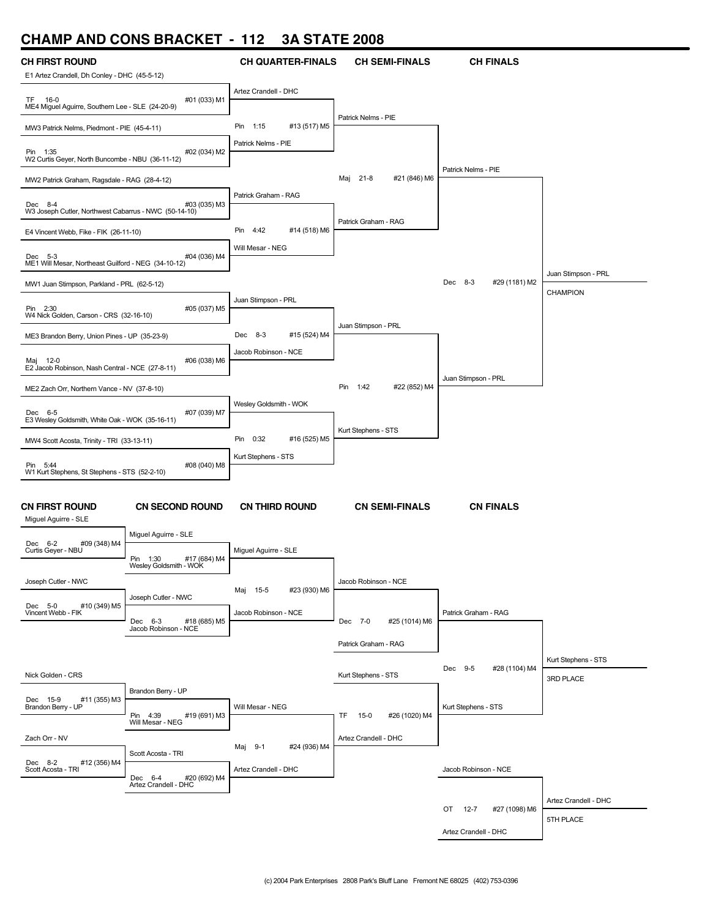# CHAMP AND CONS BRACKET - 112 3A STATE 2008

## CH FIRST ROUND

| Wrestlers | Result | Bout |
|---|---|---|
| E1 Artez Crandell, Dh Conley - DHC (45-5-12) vs ME4 Miguel Aguirre, Southern Lee - SLE (24-20-9) | TF 16-0 | #01 (033) M1 |
| MW3 Patrick Nelms, Piedmont - PIE (45-4-11) vs W2 Curtis Geyer, North Buncombe - NBU (36-11-12) | Pin 1:35 | #02 (034) M2 |
| MW2 Patrick Graham, Ragsdale - RAG (28-4-12) vs W3 Joseph Cutler, Northwest Cabarrus - NWC (50-14-10) | Dec 8-4 | #03 (035) M3 |
| E4 Vincent Webb, Fike - FIK (26-11-10) vs ME1 Will Mesar, Northeast Guilford - NEG (34-10-12) | Dec 5-3 | #04 (036) M4 |
| MW1 Juan Stimpson, Parkland - PRL (62-5-12) vs W4 Nick Golden, Carson - CRS (32-16-10) | Pin 2:30 | #05 (037) M5 |
| ME3 Brandon Berry, Union Pines - UP (35-23-9) vs E2 Jacob Robinson, Nash Central - NCE (27-8-11) | Maj 12-0 | #06 (038) M6 |
| ME2 Zach Orr, Northern Vance - NV (37-8-10) vs E3 Wesley Goldsmith, White Oak - WOK (35-16-11) | Dec 6-5 | #07 (039) M7 |
| MW4 Scott Acosta, Trinity - TRI (33-13-11) vs W1 Kurt Stephens, St Stephens - STS (52-2-10) | Pin 5:44 | #08 (040) M8 |

## CH QUARTER-FINALS

| Wrestlers | Result | Bout |
|---|---|---|
| Artez Crandell - DHC vs Patrick Nelms - PIE | Pin 1:15 | #13 (517) M5 |
| Patrick Graham - RAG vs Will Mesar - NEG | Pin 4:42 | #14 (518) M6 |
| Juan Stimpson - PRL vs Jacob Robinson - NCE | Dec 8-3 | #15 (524) M4 |
| Wesley Goldsmith - WOK vs Kurt Stephens - STS | Pin 0:32 | #16 (525) M5 |

## CH SEMI-FINALS

| Wrestlers | Result | Bout |
|---|---|---|
| Patrick Nelms - PIE vs Patrick Graham - RAG | Maj 21-8 | #21 (846) M6 |
| Juan Stimpson - PRL vs Kurt Stephens - STS | Pin 1:42 | #22 (852) M4 |

## CH FINALS

| Wrestlers | Result | Bout |
|---|---|---|
| Patrick Nelms - PIE vs Juan Stimpson - PRL | Dec 8-3 | #29 (1181) M2 |

Juan Stimpson - PRL
CHAMPION

## CN FIRST ROUND

| Wrestlers | Result | Bout |
|---|---|---|
| Miguel Aguirre - SLE vs Curtis Geyer - NBU | Dec 6-2 | #09 (348) M4 |
| Joseph Cutler - NWC vs Vincent Webb - FIK | Dec 5-0 | #10 (349) M5 |
| Nick Golden - CRS vs Brandon Berry - UP | Dec 15-9 | #11 (355) M3 |
| Zach Orr - NV vs Scott Acosta - TRI | Dec 8-2 | #12 (356) M4 |

## CN SECOND ROUND

| Wrestlers | Result | Bout |
|---|---|---|
| Miguel Aguirre - SLE vs Wesley Goldsmith - WOK | Pin 1:30 | #17 (684) M4 |
| Joseph Cutler - NWC vs Jacob Robinson - NCE | Dec 6-3 | #18 (685) M5 |
| Brandon Berry - UP vs Will Mesar - NEG | Pin 4:39 | #19 (691) M3 |
| Scott Acosta - TRI vs Artez Crandell - DHC | Dec 6-4 | #20 (692) M4 |

## CN THIRD ROUND

| Wrestlers | Result | Bout |
|---|---|---|
| Miguel Aguirre - SLE vs Jacob Robinson - NCE | Maj 15-5 | #23 (930) M6 |
| Will Mesar - NEG vs Artez Crandell - DHC | Maj 9-1 | #24 (936) M4 |

## CN SEMI-FINALS

| Wrestlers | Result | Bout |
|---|---|---|
| Jacob Robinson - NCE vs Patrick Graham - RAG | Dec 7-0 | #25 (1014) M6 |
| Kurt Stephens - STS vs Artez Crandell - DHC | TF 15-0 | #26 (1020) M4 |

## CN FINALS

| Wrestlers | Result | Bout |
|---|---|---|
| Patrick Graham - RAG vs Kurt Stephens - STS | Dec 9-5 | #28 (1104) M4 |
| Jacob Robinson - NCE vs Artez Crandell - DHC | OT 12-7 | #27 (1098) M6 |

Kurt Stephens - STS
3RD PLACE

Artez Crandell - DHC
5TH PLACE

(c) 2004 Park Enterprises 2808 Park's Bluff Lane Fremont NE 68025 (402) 753-0396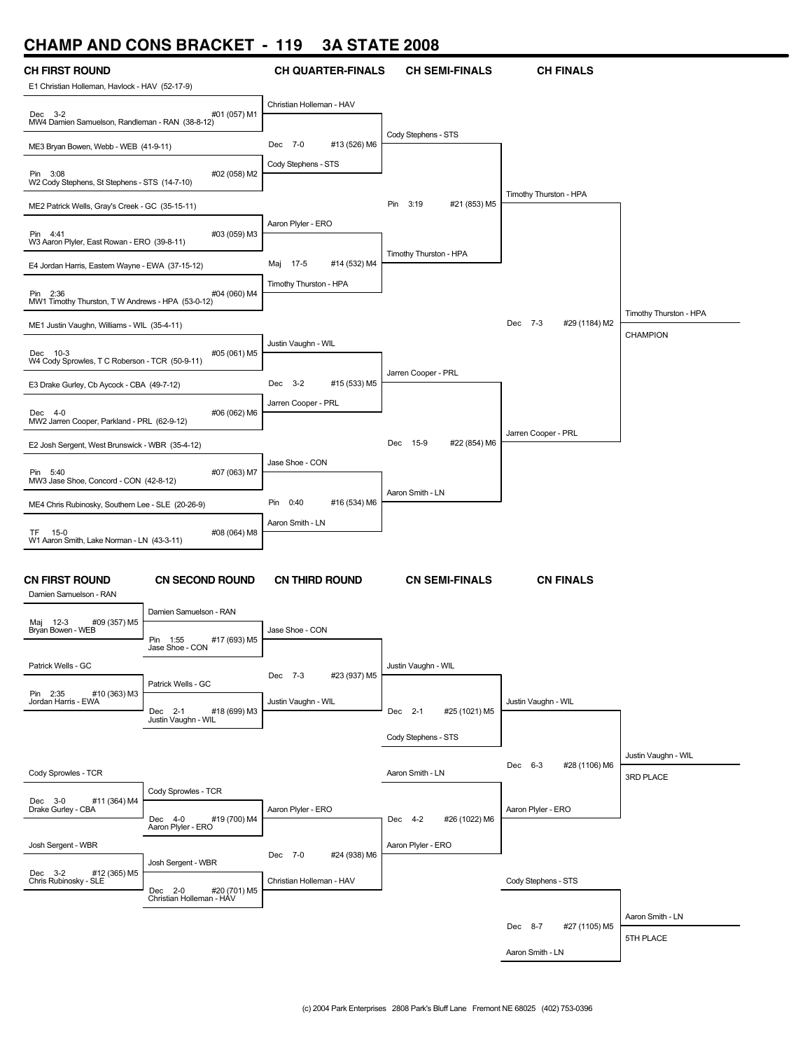# CHAMP AND CONS BRACKET - 119 3A STATE 2008

## CH FIRST ROUND

E1 Christian Holleman, Havlock - HAV (52-17-9)
Dec 3-2 #01 (057) M1
MW4 Damien Samuelson, Randleman - RAN (38-8-12)

ME3 Bryan Bowen, Webb - WEB (41-9-11)
Pin 3:08 #02 (058) M2
W2 Cody Stephens, St Stephens - STS (14-7-10)

ME2 Patrick Wells, Gray's Creek - GC (35-15-11)
Pin 4:41 #03 (059) M3
W3 Aaron Plyler, East Rowan - ERO (39-8-11)

E4 Jordan Harris, Eastern Wayne - EWA (37-15-12)
Pin 2:36 #04 (060) M4
MW1 Timothy Thurston, T W Andrews - HPA (53-0-12)

ME1 Justin Vaughn, Williams - WIL (35-4-11)
Dec 10-3 #05 (061) M5
W4 Cody Sprowles, T C Roberson - TCR (50-9-11)

E3 Drake Gurley, Cb Aycock - CBA (49-7-12)
Dec 4-0 #06 (062) M6
MW2 Jarren Cooper, Parkland - PRL (62-9-12)

E2 Josh Sergent, West Brunswick - WBR (35-4-12)
Pin 5:40 #07 (063) M7
MW3 Jase Shoe, Concord - CON (42-8-12)

ME4 Chris Rubinosky, Southern Lee - SLE (20-26-9)
TF 15-0 #08 (064) M8
W1 Aaron Smith, Lake Norman - LN (43-3-11)

## CH QUARTER-FINALS

Christian Holleman - HAV
Dec 7-0 #13 (526) M6
Cody Stephens - STS

Aaron Plyler - ERO
Maj 17-5 #14 (532) M4
Timothy Thurston - HPA

Justin Vaughn - WIL
Dec 3-2 #15 (533) M5
Jarren Cooper - PRL

Jase Shoe - CON
Pin 0:40 #16 (534) M6
Aaron Smith - LN

## CH SEMI-FINALS

Cody Stephens - STS
Pin 3:19 #21 (853) M5
Timothy Thurston - HPA

Jarren Cooper - PRL
Dec 15-9 #22 (854) M6
Aaron Smith - LN

## CH FINALS

Timothy Thurston - HPA
Dec 7-3 #29 (1184) M2
Jarren Cooper - PRL

Timothy Thurston - HPA
CHAMPION

## CN FIRST ROUND

Damien Samuelson - RAN
Maj 12-3 #09 (357) M5
Bryan Bowen - WEB

Patrick Wells - GC
Pin 2:35 #10 (363) M3
Jordan Harris - EWA

Cody Sprowles - TCR
Dec 3-0 #11 (364) M4
Drake Gurley - CBA

Josh Sergent - WBR
Dec 3-2 #12 (365) M5
Chris Rubinosky - SLE

## CN SECOND ROUND

Damien Samuelson - RAN
Pin 1:55 #17 (693) M5
Jase Shoe - CON

Patrick Wells - GC
Dec 2-1 #18 (699) M3
Justin Vaughn - WIL

Cody Sprowles - TCR
Dec 4-0 #19 (700) M4
Aaron Plyler - ERO

Josh Sergent - WBR
Dec 2-0 #20 (701) M5
Christian Holleman - HAV

## CN THIRD ROUND

Jase Shoe - CON
Dec 7-3 #23 (937) M5
Justin Vaughn - WIL

Aaron Plyler - ERO
Dec 7-0 #24 (938) M6
Christian Holleman - HAV

## CN SEMI-FINALS

Justin Vaughn - WIL
Dec 2-1 #25 (1021) M5
Cody Stephens - STS

Aaron Smith - LN
Dec 4-2 #26 (1022) M6
Aaron Plyler - ERO

## CN FINALS

Justin Vaughn - WIL
Dec 6-3 #28 (1106) M6
Aaron Plyler - ERO

Justin Vaughn - WIL
3RD PLACE

Cody Stephens - STS
Dec 8-7 #27 (1105) M5
Aaron Smith - LN

Aaron Smith - LN
5TH PLACE

(c) 2004 Park Enterprises 2808 Park's Bluff Lane Fremont NE 68025 (402) 753-0396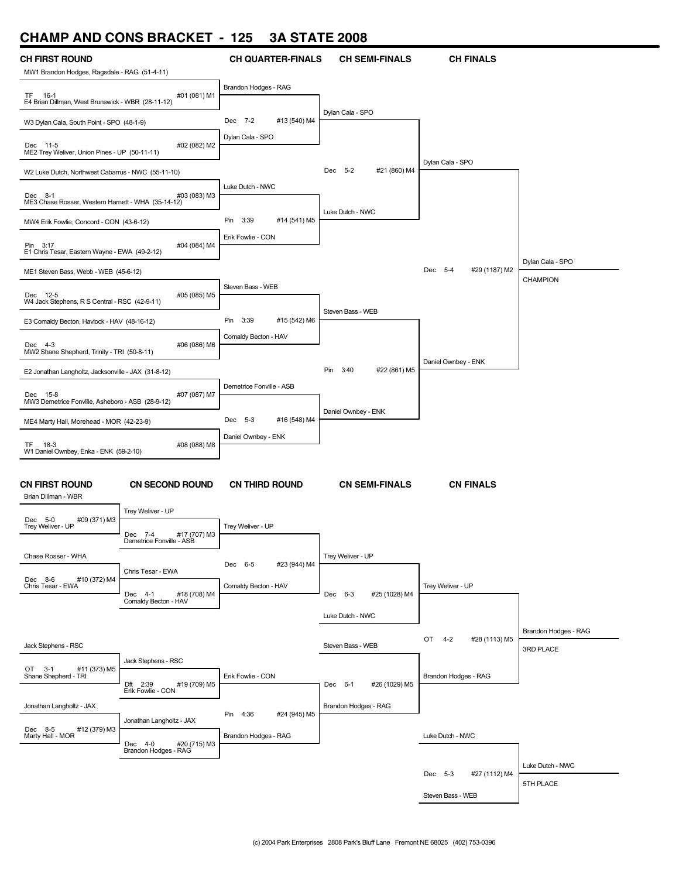# CHAMP AND CONS BRACKET - 125 3A STATE 2008

## CH FIRST ROUND

MW1 Brandon Hodges, Ragsdale - RAG (51-4-11)
TF 16-1 #01 (081) M1
E4 Brian Dillman, West Brunswick - WBR (28-11-12)

W3 Dylan Cala, South Point - SPO (48-1-9)
Dec 11-5 #02 (082) M2
ME2 Trey Weliver, Union Pines - UP (50-11-11)

W2 Luke Dutch, Northwest Cabarrus - NWC (55-11-10)
Dec 8-1 #03 (083) M3
ME3 Chase Rosser, Western Harnett - WHA (35-14-12)

MW4 Erik Fowlie, Concord - CON (43-6-12)
Pin 3:17 #04 (084) M4
E1 Chris Tesar, Eastern Wayne - EWA (49-2-12)

ME1 Steven Bass, Webb - WEB (45-6-12)
Dec 12-5 #05 (085) M5
W4 Jack Stephens, R S Central - RSC (42-9-11)

E3 Comaldy Becton, Havlock - HAV (48-16-12)
Dec 4-3 #06 (086) M6
MW2 Shane Shepherd, Trinity - TRI (50-8-11)

E2 Jonathan Langholtz, Jacksonville - JAX (31-8-12)
Dec 15-8 #07 (087) M7
MW3 Demetrice Fonville, Asheboro - ASB (28-9-12)

ME4 Marty Hall, Morehead - MOR (42-23-9)
TF 18-3 #08 (088) M8
W1 Daniel Ownbey, Enka - ENK (59-2-10)

## CH QUARTER-FINALS

Brandon Hodges - RAG
Dec 7-2 #13 (540) M4
Dylan Cala - SPO

Luke Dutch - NWC
Pin 3:39 #14 (541) M5
Erik Fowlie - CON

Steven Bass - WEB
Pin 3:39 #15 (542) M6
Comaldy Becton - HAV

Demetrice Fonville - ASB
Dec 5-3 #16 (548) M4
Daniel Ownbey - ENK

## CH SEMI-FINALS

Dylan Cala - SPO
Dec 5-2 #21 (860) M4
Luke Dutch - NWC

Steven Bass - WEB
Pin 3:40 #22 (861) M5
Daniel Ownbey - ENK

## CH FINALS

Dylan Cala - SPO
Dec 5-4 #29 (1187) M2
Daniel Ownbey - ENK

Dylan Cala - SPO
CHAMPION

## CN FIRST ROUND

Brian Dillman - WBR
Dec 5-0 #09 (371) M3
Trey Weliver - UP

Chase Rosser - WHA
Dec 8-6 #10 (372) M4
Chris Tesar - EWA

Jack Stephens - RSC
OT 3-1 #11 (373) M5
Shane Shepherd - TRI

Jonathan Langholtz - JAX
Dec 8-5 #12 (379) M3
Marty Hall - MOR

## CN SECOND ROUND

Trey Weliver - UP
Dec 7-4 #17 (707) M3
Demetrice Fonville - ASB

Chris Tesar - EWA
Dec 4-1 #18 (708) M4
Comaldy Becton - HAV

Jack Stephens - RSC
Dft 2:39 #19 (709) M5
Erik Fowlie - CON

Jonathan Langholtz - JAX
Dec 4-0 #20 (715) M3
Brandon Hodges - RAG

## CN THIRD ROUND

Trey Weliver - UP
Dec 6-5 #23 (944) M4
Comaldy Becton - HAV

Erik Fowlie - CON
Pin 4:36 #24 (945) M5
Brandon Hodges - RAG

## CN SEMI-FINALS

Trey Weliver - UP
Dec 6-3 #25 (1028) M4
Luke Dutch - NWC

Steven Bass - WEB
Dec 6-1 #26 (1029) M5
Brandon Hodges - RAG

## CN FINALS

Trey Weliver - UP
OT 4-2 #28 (1113) M5
Brandon Hodges - RAG

Brandon Hodges - RAG
3RD PLACE

Luke Dutch - NWC
Dec 5-3 #27 (1112) M4
Steven Bass - WEB

Luke Dutch - NWC
5TH PLACE

(c) 2004 Park Enterprises 2808 Park's Bluff Lane Fremont NE 68025 (402) 753-0396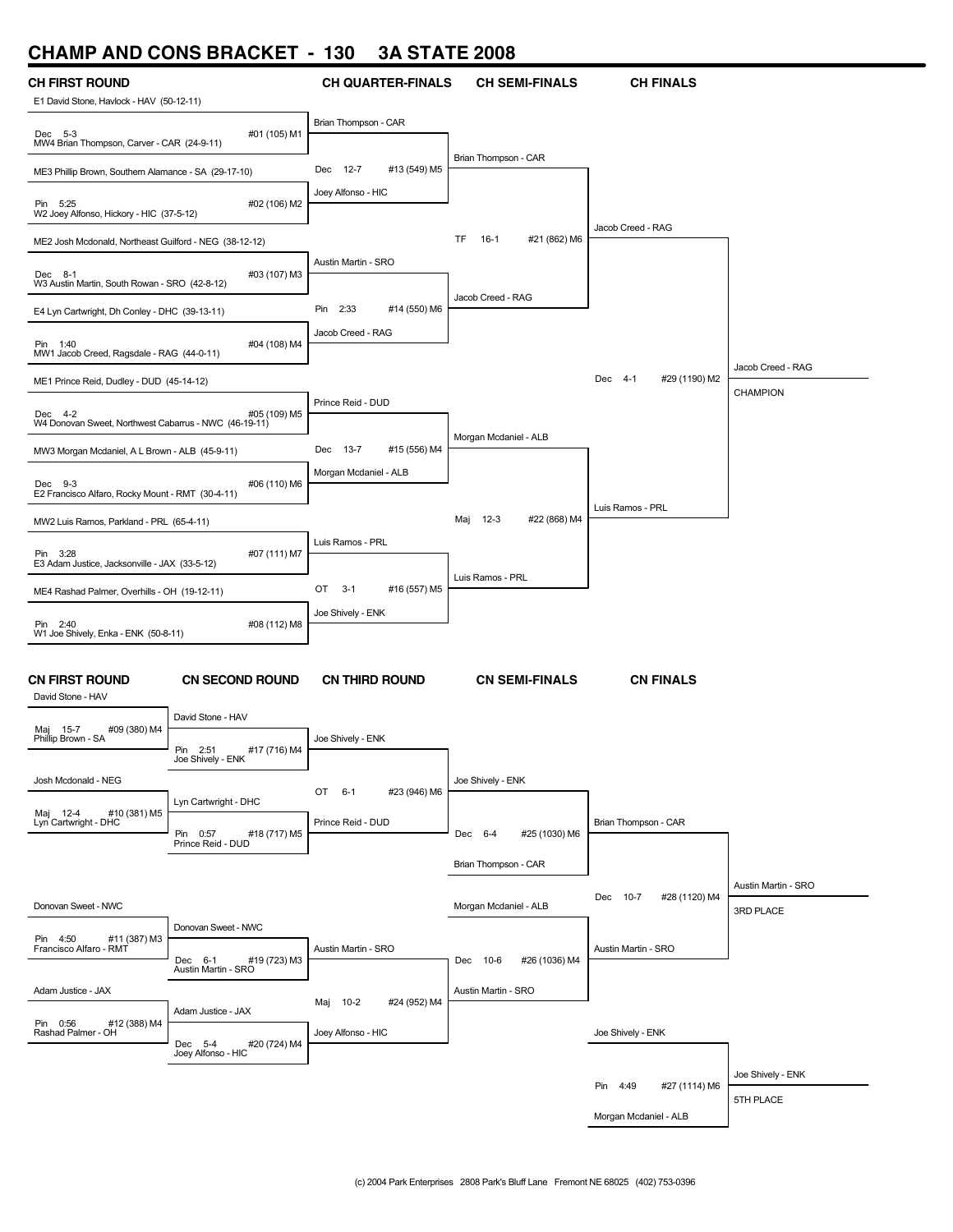# CHAMP AND CONS BRACKET - 130 3A STATE 2008

## CH FIRST ROUND

| Match | Wrestler 1 | Wrestler 2 | Result |
|---|---|---|---|
| #01 (105) M1 | E1 David Stone, Havlock - HAV (50-12-11) | MW4 Brian Thompson, Carver - CAR (24-9-11) | Dec 5-3 |
| #02 (106) M2 | ME3 Phillip Brown, Southern Alamance - SA (29-17-10) | W2 Joey Alfonso, Hickory - HIC (37-5-12) | Pin 5:25 |
| #03 (107) M3 | ME2 Josh Mcdonald, Northeast Guilford - NEG (38-12-12) | W3 Austin Martin, South Rowan - SRO (42-8-12) | Dec 8-1 |
| #04 (108) M4 | E4 Lyn Cartwright, Dh Conley - DHC (39-13-11) | MW1 Jacob Creed, Ragsdale - RAG (44-0-11) | Pin 1:40 |
| #05 (109) M5 | ME1 Prince Reid, Dudley - DUD (45-14-12) | W4 Donovan Sweet, Northwest Cabarrus - NWC (46-19-11) | Dec 4-2 |
| #06 (110) M6 | MW3 Morgan Mcdaniel, A L Brown - ALB (45-9-11) | E2 Francisco Alfaro, Rocky Mount - RMT (30-4-11) | Dec 9-3 |
| #07 (111) M7 | MW2 Luis Ramos, Parkland - PRL (65-4-11) | E3 Adam Justice, Jacksonville - JAX (33-5-12) | Pin 3:28 |
| #08 (112) M8 | ME4 Rashad Palmer, Overhills - OH (19-12-11) | W1 Joe Shively, Enka - ENK (50-8-11) | Pin 2:40 |

## CH QUARTER-FINALS

| Match | Wrestler 1 | Wrestler 2 | Result |
|---|---|---|---|
| #13 (549) M5 | Brian Thompson - CAR | Joey Alfonso - HIC | Dec 12-7 |
| #14 (550) M6 | Austin Martin - SRO | Jacob Creed - RAG | Pin 2:33 |
| #15 (556) M4 | Prince Reid - DUD | Morgan Mcdaniel - ALB | Dec 13-7 |
| #16 (557) M5 | Luis Ramos - PRL | Joe Shively - ENK | OT 3-1 |

## CH SEMI-FINALS

| Match | Wrestler 1 | Wrestler 2 | Result |
|---|---|---|---|
| #21 (862) M6 | Brian Thompson - CAR | Jacob Creed - RAG | TF 16-1 |
| #22 (868) M4 | Morgan Mcdaniel - ALB | Luis Ramos - PRL | Maj 12-3 |

## CH FINALS

| Match | Wrestler 1 | Wrestler 2 | Result |
|---|---|---|---|
| #29 (1190) M2 | Jacob Creed - RAG | Luis Ramos - PRL | Dec 4-1 |

Jacob Creed - RAG
CHAMPION

## CN FIRST ROUND

| Match | Wrestler 1 | Wrestler 2 | Result |
|---|---|---|---|
| #09 (380) M4 | David Stone - HAV | Phillip Brown - SA | Maj 15-7 |
| #10 (381) M5 | Josh Mcdonald - NEG | Lyn Cartwright - DHC | Maj 12-4 |
| #11 (387) M3 | Donovan Sweet - NWC | Francisco Alfaro - RMT | Pin 4:50 |
| #12 (388) M4 | Adam Justice - JAX | Rashad Palmer - OH | Pin 0:56 |

## CN SECOND ROUND

| Match | Wrestler 1 | Wrestler 2 | Result |
|---|---|---|---|
| #17 (716) M4 | David Stone - HAV | Joe Shively - ENK | Pin 2:51 |
| #18 (717) M5 | Lyn Cartwright - DHC | Prince Reid - DUD | Pin 0:57 |
| #19 (723) M3 | Donovan Sweet - NWC | Austin Martin - SRO | Dec 6-1 |
| #20 (724) M4 | Adam Justice - JAX | Joey Alfonso - HIC | Dec 5-4 |

## CN THIRD ROUND

| Match | Wrestler 1 | Wrestler 2 | Result |
|---|---|---|---|
| #23 (946) M6 | Joe Shively - ENK | Prince Reid - DUD | OT 6-1 |
| #24 (952) M4 | Austin Martin - SRO | Joey Alfonso - HIC | Maj 10-2 |

## CN SEMI-FINALS

| Match | Wrestler 1 | Wrestler 2 | Result |
|---|---|---|---|
| #25 (1030) M6 | Joe Shively - ENK | Brian Thompson - CAR | Dec 6-4 |
| #26 (1036) M4 | Morgan Mcdaniel - ALB | Austin Martin - SRO | Dec 10-6 |

## CN FINALS

| Match | Wrestler 1 | Wrestler 2 | Result |
|---|---|---|---|
| #28 (1120) M4 | Brian Thompson - CAR | Austin Martin - SRO | Dec 10-7 |
| #27 (1114) M6 | Joe Shively - ENK | Morgan Mcdaniel - ALB | Pin 4:49 |

Austin Martin - SRO
3RD PLACE

Joe Shively - ENK
5TH PLACE

(c) 2004 Park Enterprises 2808 Park's Bluff Lane Fremont NE 68025 (402) 753-0396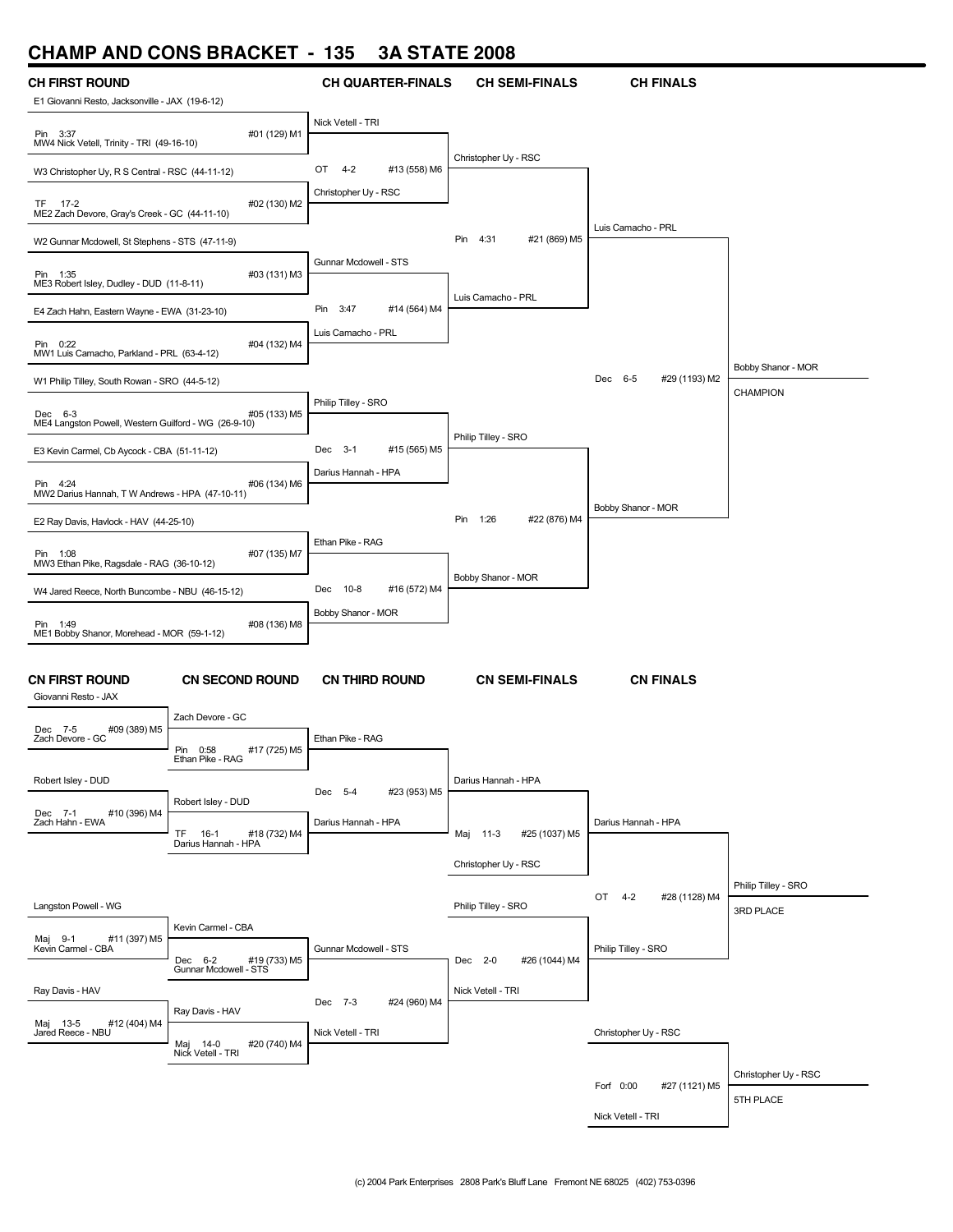# CHAMP AND CONS BRACKET - 135 3A STATE 2008

## CH FIRST ROUND

| Wrestlers | Result | Bout |
|---|---|---|
| E1 Giovanni Resto, Jacksonville - JAX (19-6-12) vs MW4 Nick Vetell, Trinity - TRI (49-16-10) | Pin 3:37 | #01 (129) M1 |
| W3 Christopher Uy, R S Central - RSC (44-11-12) vs ME2 Zach Devore, Gray's Creek - GC (44-11-10) | TF 17-2 | #02 (130) M2 |
| W2 Gunnar Mcdowell, St Stephens - STS (47-11-9) vs ME3 Robert Isley, Dudley - DUD (11-8-11) | Pin 1:35 | #03 (131) M3 |
| E4 Zach Hahn, Eastern Wayne - EWA (31-23-10) vs MW1 Luis Camacho, Parkland - PRL (63-4-12) | Pin 0:22 | #04 (132) M4 |
| W1 Philip Tilley, South Rowan - SRO (44-5-12) vs ME4 Langston Powell, Western Guilford - WG (26-9-10) | Dec 6-3 | #05 (133) M5 |
| E3 Kevin Carmel, Cb Aycock - CBA (51-11-12) vs MW2 Darius Hannah, T W Andrews - HPA (47-10-11) | Pin 4:24 | #06 (134) M6 |
| E2 Ray Davis, Havlock - HAV (44-25-10) vs MW3 Ethan Pike, Ragsdale - RAG (36-10-12) | Pin 1:08 | #07 (135) M7 |
| W4 Jared Reece, North Buncombe - NBU (46-15-12) vs ME1 Bobby Shanor, Morehead - MOR (59-1-12) | Pin 1:49 | #08 (136) M8 |

## CH QUARTER-FINALS

| Winner | Result | Bout |
|---|---|---|
| Christopher Uy - RSC (over Nick Vetell - TRI) | OT 4-2 | #13 (558) M6 |
| Luis Camacho - PRL (over Gunnar Mcdowell - STS) | Pin 3:47 | #14 (564) M4 |
| Philip Tilley - SRO (over Darius Hannah - HPA) | Dec 3-1 | #15 (565) M5 |
| Bobby Shanor - MOR (over Ethan Pike - RAG) | Dec 10-8 | #16 (572) M4 |

## CH SEMI-FINALS

| Winner | Result | Bout |
|---|---|---|
| Luis Camacho - PRL (over Christopher Uy - RSC) | Pin 4:31 | #21 (869) M5 |
| Bobby Shanor - MOR (over Philip Tilley - SRO) | Pin 1:26 | #22 (876) M4 |

## CH FINALS

| Winner | Result | Bout |
|---|---|---|
| Bobby Shanor - MOR (over Luis Camacho - PRL) | Dec 6-5 | #29 (1193) M2 |

**CHAMPION: Bobby Shanor - MOR**

## CN FIRST ROUND

| Wrestlers | Result | Bout |
|---|---|---|
| Giovanni Resto - JAX vs Zach Devore - GC | Dec 7-5 | #09 (389) M5 |
| Robert Isley - DUD vs Zach Hahn - EWA | Dec 7-1 | #10 (396) M4 |
| Langston Powell - WG vs Kevin Carmel - CBA | Maj 9-1 | #11 (397) M5 |
| Ray Davis - HAV vs Jared Reece - NBU | Maj 13-5 | #12 (404) M4 |

## CN SECOND ROUND

| Wrestlers | Result | Bout |
|---|---|---|
| Zach Devore - GC vs Ethan Pike - RAG | Pin 0:58 | #17 (725) M5 |
| Robert Isley - DUD vs Darius Hannah - HPA | TF 16-1 | #18 (732) M4 |
| Kevin Carmel - CBA vs Gunnar Mcdowell - STS | Dec 6-2 | #19 (733) M5 |
| Ray Davis - HAV vs Nick Vetell - TRI | Maj 14-0 | #20 (740) M4 |

## CN THIRD ROUND

| Winner | Result | Bout |
|---|---|---|
| Darius Hannah - HPA (over Ethan Pike - RAG) | Dec 5-4 | #23 (953) M5 |
| Nick Vetell - TRI (over Gunnar Mcdowell - STS) | Dec 7-3 | #24 (960) M4 |

## CN SEMI-FINALS

| Winner | Result | Bout |
|---|---|---|
| Darius Hannah - HPA (over Christopher Uy - RSC) | Maj 11-3 | #25 (1037) M5 |
| Philip Tilley - SRO (over Nick Vetell - TRI) | Dec 2-0 | #26 (1044) M4 |

## CN FINALS

| Winner | Result | Bout |
|---|---|---|
| Philip Tilley - SRO (over Darius Hannah - HPA) | OT 4-2 | #28 (1128) M4 |

**3RD PLACE: Philip Tilley - SRO**

| Winner | Result | Bout |
|---|---|---|
| Christopher Uy - RSC (over Nick Vetell - TRI) | Forf 0:00 | #27 (1121) M5 |

**5TH PLACE: Christopher Uy - RSC**

(c) 2004 Park Enterprises 2808 Park's Bluff Lane Fremont NE 68025 (402) 753-0396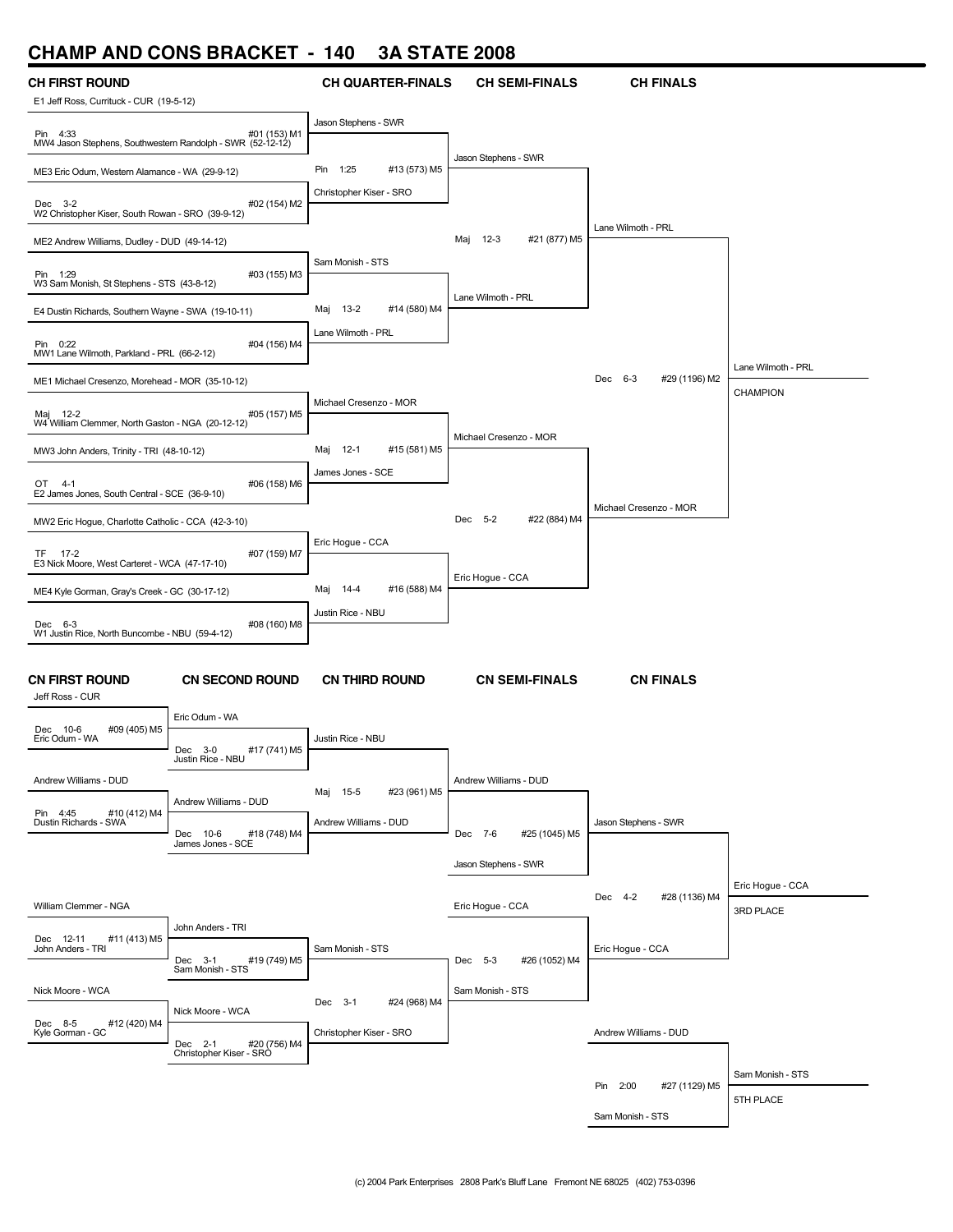# CHAMP AND CONS BRACKET - 140 3A STATE 2008

## CH FIRST ROUND

| Wrestler | Result | Bout |
|---|---|---|
| E1 Jeff Ross, Currituck - CUR (19-5-12) | | |
| MW4 Jason Stephens, Southwestern Randolph - SWR (52-12-12) | Pin 4:33 | #01 (153) M1 |
| ME3 Eric Odum, Western Alamance - WA (29-9-12) | | |
| W2 Christopher Kiser, South Rowan - SRO (39-9-12) | Dec 3-2 | #02 (154) M2 |
| ME2 Andrew Williams, Dudley - DUD (49-14-12) | | |
| W3 Sam Monish, St Stephens - STS (43-8-12) | Pin 1:29 | #03 (155) M3 |
| E4 Dustin Richards, Southern Wayne - SWA (19-10-11) | | |
| MW1 Lane Wilmoth, Parkland - PRL (66-2-12) | Pin 0:22 | #04 (156) M4 |
| ME1 Michael Cresenzo, Morehead - MOR (35-10-12) | Maj 12-2 | #05 (157) M5 |
| W4 William Clemmer, North Gaston - NGA (20-12-12) | | |
| MW3 John Anders, Trinity - TRI (48-10-12) | | |
| E2 James Jones, South Central - SCE (36-9-10) | OT 4-1 | #06 (158) M6 |
| MW2 Eric Hogue, Charlotte Catholic - CCA (42-3-10) | TF 17-2 | #07 (159) M7 |
| E3 Nick Moore, West Carteret - WCA (47-17-10) | | |
| ME4 Kyle Gorman, Gray's Creek - GC (30-17-12) | | |
| W1 Justin Rice, North Buncombe - NBU (59-4-12) | Dec 6-3 | #08 (160) M8 |

## CH QUARTER-FINALS

| Winner | Result | Bout |
|---|---|---|
| Jason Stephens - SWR | Pin 1:25 | #13 (573) M5 |
| Christopher Kiser - SRO | | |
| Sam Monish - STS | Maj 13-2 | #14 (580) M4 |
| Lane Wilmoth - PRL | | |
| Michael Cresenzo - MOR | Maj 12-1 | #15 (581) M5 |
| James Jones - SCE | | |
| Eric Hogue - CCA | Maj 14-4 | #16 (588) M4 |
| Justin Rice - NBU | | |

## CH SEMI-FINALS

| Winner | Result | Bout |
|---|---|---|
| Jason Stephens - SWR | Maj 12-3 | #21 (877) M5 |
| Lane Wilmoth - PRL | | |
| Michael Cresenzo - MOR | Dec 5-2 | #22 (884) M4 |
| Eric Hogue - CCA | | |

## CH FINALS

| Winner | Result | Bout |
|---|---|---|
| Lane Wilmoth - PRL | Dec 6-3 | #29 (1196) M2 |
| Michael Cresenzo - MOR | | |

Lane Wilmoth - PRL
CHAMPION

## CN FIRST ROUND

| Wrestler | Result | Bout |
|---|---|---|
| Jeff Ross - CUR | Dec 10-6 | #09 (405) M5 |
| Eric Odum - WA | | |
| Andrew Williams - DUD | Pin 4:45 | #10 (412) M4 |
| Dustin Richards - SWA | | |
| William Clemmer - NGA | Dec 12-11 | #11 (413) M5 |
| John Anders - TRI | | |
| Nick Moore - WCA | Dec 8-5 | #12 (420) M4 |
| Kyle Gorman - GC | | |

## CN SECOND ROUND

| Wrestler | Result | Bout |
|---|---|---|
| Eric Odum - WA | Dec 3-0 | #17 (741) M5 |
| Justin Rice - NBU | | |
| Andrew Williams - DUD | Dec 10-6 | #18 (748) M4 |
| James Jones - SCE | | |
| John Anders - TRI | Dec 3-1 | #19 (749) M5 |
| Sam Monish - STS | | |
| Nick Moore - WCA | Dec 2-1 | #20 (756) M4 |
| Christopher Kiser - SRO | | |

## CN THIRD ROUND

| Wrestler | Result | Bout |
|---|---|---|
| Justin Rice - NBU | Maj 15-5 | #23 (961) M5 |
| Andrew Williams - DUD | | |
| Sam Monish - STS | Dec 3-1 | #24 (968) M4 |
| Christopher Kiser - SRO | | |

## CN SEMI-FINALS

| Wrestler | Result | Bout |
|---|---|---|
| Andrew Williams - DUD | Dec 7-6 | #25 (1045) M5 |
| Jason Stephens - SWR | | |
| Eric Hogue - CCA | Dec 5-3 | #26 (1052) M4 |
| Sam Monish - STS | | |

## CN FINALS

| Wrestler | Result | Bout |
|---|---|---|
| Jason Stephens - SWR | Dec 4-2 | #28 (1136) M4 |
| Eric Hogue - CCA | | |
| Andrew Williams - DUD | Pin 2:00 | #27 (1129) M5 |
| Sam Monish - STS | | |

Eric Hogue - CCA
3RD PLACE

Sam Monish - STS
5TH PLACE

(c) 2004 Park Enterprises 2808 Park's Bluff Lane Fremont NE 68025 (402) 753-0396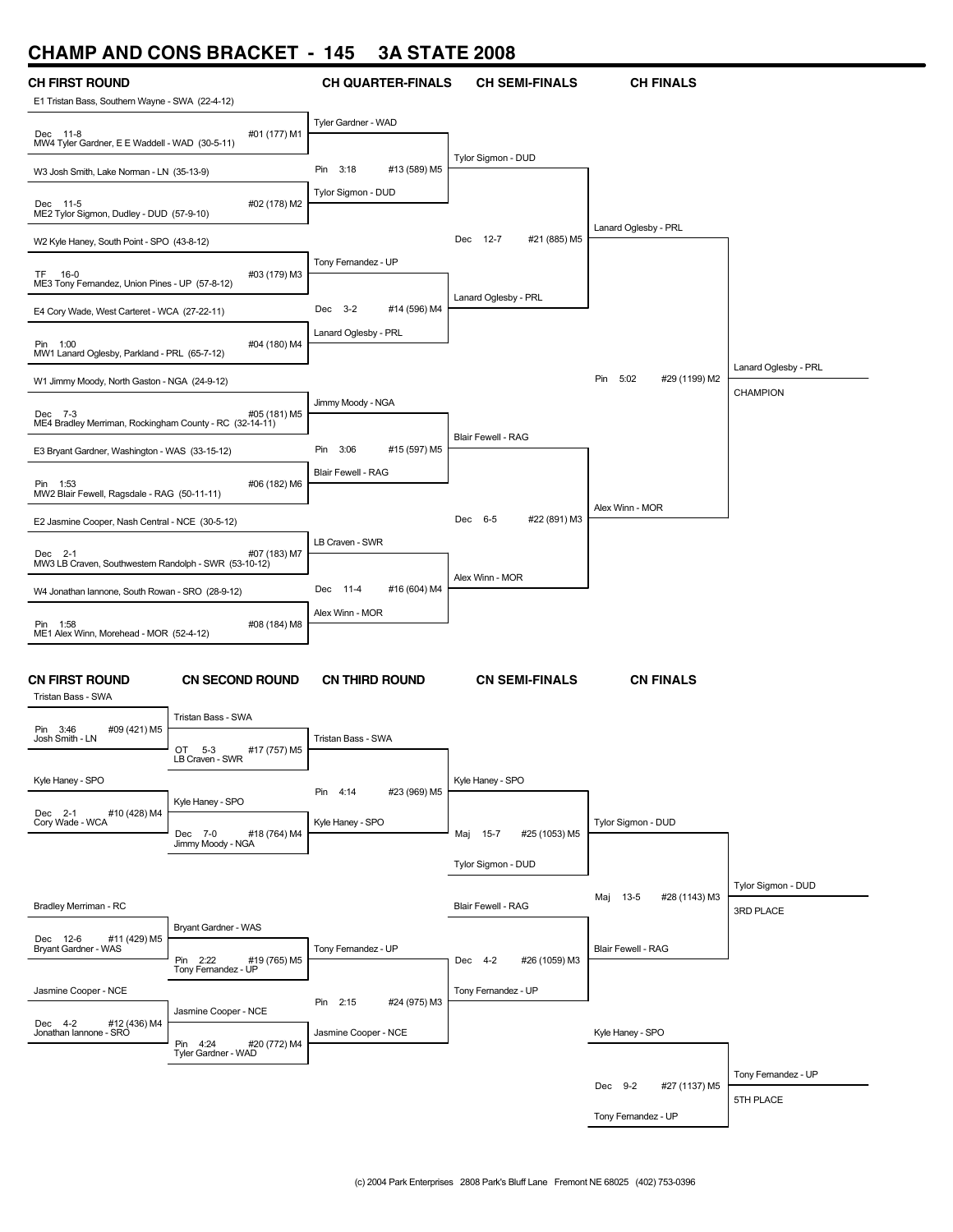# CHAMP AND CONS BRACKET - 145 3A STATE 2008

## CH FIRST ROUND

| Match | Wrestler 1 | Wrestler 2 | Result | Bout |
|---|---|---|---|---|
| 1 | E1 Tristan Bass, Southern Wayne - SWA (22-4-12) | MW4 Tyler Gardner, E E Waddell - WAD (30-5-11) | Dec 11-8 | #01 (177) M1 |
| 2 | W3 Josh Smith, Lake Norman - LN (35-13-9) | ME2 Tylor Sigmon, Dudley - DUD (57-9-10) | Dec 11-5 | #02 (178) M2 |
| 3 | W2 Kyle Haney, South Point - SPO (43-8-12) | ME3 Tony Fernandez, Union Pines - UP (57-8-12) | TF 16-0 | #03 (179) M3 |
| 4 | E4 Cory Wade, West Carteret - WCA (27-22-11) | MW1 Lanard Oglesby, Parkland - PRL (65-7-12) | Pin 1:00 | #04 (180) M4 |
| 5 | W1 Jimmy Moody, North Gaston - NGA (24-9-12) | ME4 Bradley Merriman, Rockingham County - RC (32-14-11) | Dec 7-3 | #05 (181) M5 |
| 6 | E3 Bryant Gardner, Washington - WAS (33-15-12) | MW2 Blair Fewell, Ragsdale - RAG (50-11-11) | Pin 1:53 | #06 (182) M6 |
| 7 | E2 Jasmine Cooper, Nash Central - NCE (30-5-12) | MW3 LB Craven, Southwestern Randolph - SWR (53-10-12) | Dec 2-1 | #07 (183) M7 |
| 8 | W4 Jonathan Iannone, South Rowan - SRO (28-9-12) | ME1 Alex Winn, Morehead - MOR (52-4-12) | Pin 1:58 | #08 (184) M8 |

## CH QUARTER-FINALS

| Wrestler 1 | Wrestler 2 | Result | Bout |
|---|---|---|---|
| Tyler Gardner - WAD | Tylor Sigmon - DUD | Pin 3:18 | #13 (589) M5 |
| Tony Fernandez - UP | Lanard Oglesby - PRL | Dec 3-2 | #14 (596) M4 |
| Jimmy Moody - NGA | Blair Fewell - RAG | Pin 3:06 | #15 (597) M5 |
| LB Craven - SWR | Alex Winn - MOR | Dec 11-4 | #16 (604) M4 |

## CH SEMI-FINALS

| Wrestler 1 | Wrestler 2 | Result | Bout |
|---|---|---|---|
| Tylor Sigmon - DUD | Lanard Oglesby - PRL | Dec 12-7 | #21 (885) M5 |
| Blair Fewell - RAG | Alex Winn - MOR | Dec 6-5 | #22 (891) M3 |

## CH FINALS

| Wrestler 1 | Wrestler 2 | Result | Bout |
|---|---|---|---|
| Lanard Oglesby - PRL | Alex Winn - MOR | Pin 5:02 | #29 (1199) M2 |

Lanard Oglesby - PRL
CHAMPION

## CN FIRST ROUND

| Wrestler 1 | Wrestler 2 | Result | Bout |
|---|---|---|---|
| Tristan Bass - SWA | Josh Smith - LN | Pin 3:46 | #09 (421) M5 |
| Kyle Haney - SPO | Cory Wade - WCA | Dec 2-1 | #10 (428) M4 |
| Bradley Merriman - RC | Bryant Gardner - WAS | Dec 12-6 | #11 (429) M5 |
| Jasmine Cooper - NCE | Jonathan Iannone - SRO | Dec 4-2 | #12 (436) M4 |

## CN SECOND ROUND

| Wrestler 1 | Wrestler 2 | Result | Bout |
|---|---|---|---|
| Tristan Bass - SWA | LB Craven - SWR | OT 5-3 | #17 (757) M5 |
| Kyle Haney - SPO | Jimmy Moody - NGA | Dec 7-0 | #18 (764) M4 |
| Bryant Gardner - WAS | Tony Fernandez - UP | Pin 2:22 | #19 (765) M5 |
| Jasmine Cooper - NCE | Tyler Gardner - WAD | Pin 4:24 | #20 (772) M4 |

## CN THIRD ROUND

| Wrestler 1 | Wrestler 2 | Result | Bout |
|---|---|---|---|
| Tristan Bass - SWA | Kyle Haney - SPO | Pin 4:14 | #23 (969) M5 |
| Tony Fernandez - UP | Jasmine Cooper - NCE | Pin 2:15 | #24 (975) M3 |

## CN SEMI-FINALS

| Wrestler 1 | Wrestler 2 | Result | Bout |
|---|---|---|---|
| Kyle Haney - SPO | Tylor Sigmon - DUD | Maj 15-7 | #25 (1053) M5 |
| Blair Fewell - RAG | Tony Fernandez - UP | Dec 4-2 | #26 (1059) M3 |

## CN FINALS

| Wrestler 1 | Wrestler 2 | Result | Bout |
|---|---|---|---|
| Tylor Sigmon - DUD | Blair Fewell - RAG | Maj 13-5 | #28 (1143) M3 |
| Kyle Haney - SPO | Tony Fernandez - UP | Dec 9-2 | #27 (1137) M5 |

Tylor Sigmon - DUD
3RD PLACE

Tony Fernandez - UP
5TH PLACE

(c) 2004 Park Enterprises 2808 Park's Bluff Lane Fremont NE 68025 (402) 753-0396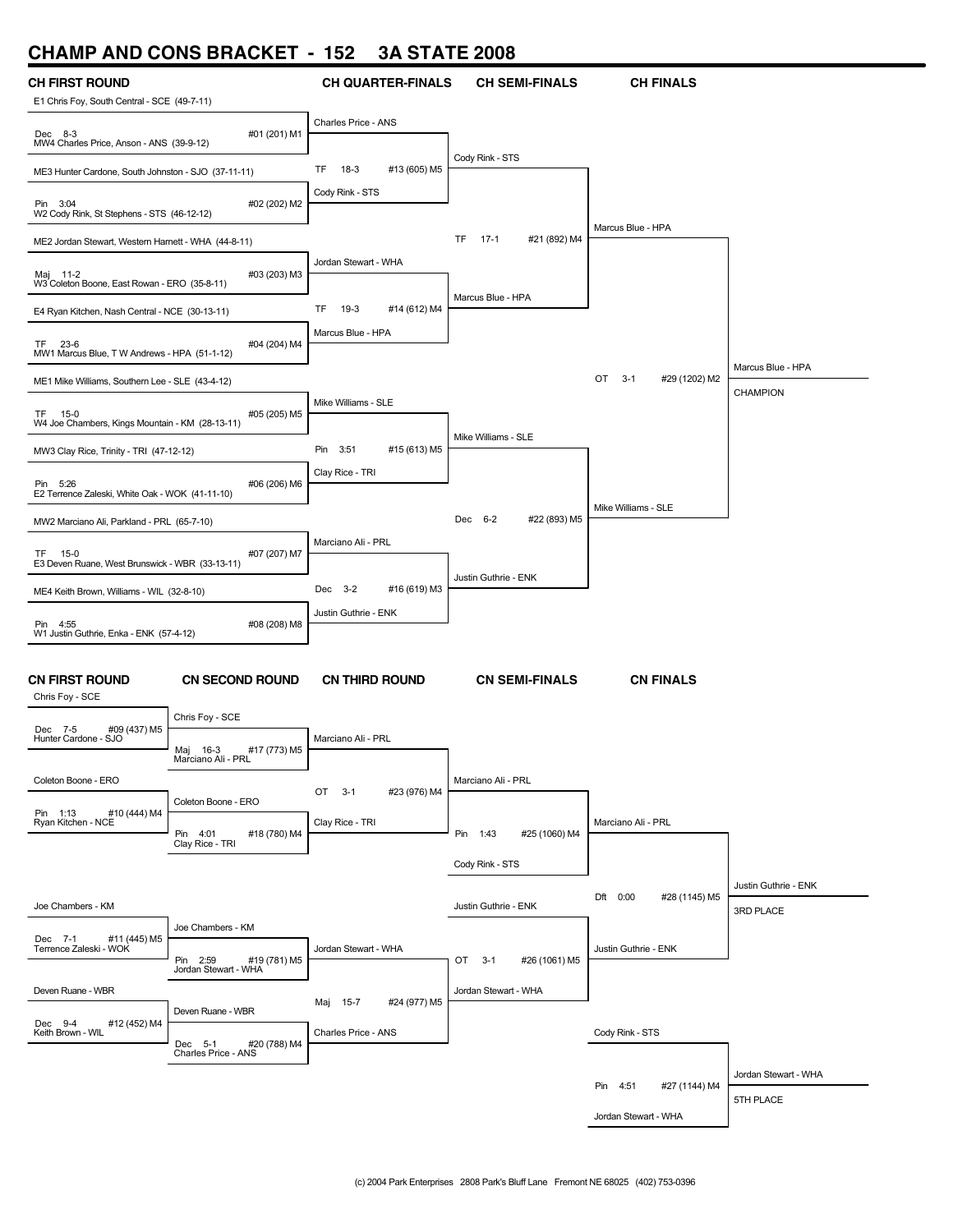# CHAMP AND CONS BRACKET - 152 3A STATE 2008

## CH FIRST ROUND

| Match | Wrestler 1 | Result | Wrestler 2 | Bout |
|---|---|---|---|---|
| #01 (201) M1 | E1 Chris Foy, South Central - SCE (49-7-11) | Dec 8-3 | MW4 Charles Price, Anson - ANS (39-9-12) | |
| #02 (202) M2 | ME3 Hunter Cardone, South Johnston - SJO (37-11-11) | Pin 3:04 | W2 Cody Rink, St Stephens - STS (46-12-12) | |
| #03 (203) M3 | ME2 Jordan Stewart, Western Harnett - WHA (44-8-11) | Maj 11-2 | W3 Coleton Boone, East Rowan - ERO (35-8-11) | |
| #04 (204) M4 | E4 Ryan Kitchen, Nash Central - NCE (30-13-11) | TF 23-6 | MW1 Marcus Blue, T W Andrews - HPA (51-1-12) | |
| #05 (205) M5 | ME1 Mike Williams, Southern Lee - SLE (43-4-12) | TF 15-0 | W4 Joe Chambers, Kings Mountain - KM (28-13-11) | |
| #06 (206) M6 | MW3 Clay Rice, Trinity - TRI (47-12-12) | Pin 5:26 | E2 Terrence Zaleski, White Oak - WOK (41-11-10) | |
| #07 (207) M7 | MW2 Marciano Ali, Parkland - PRL (65-7-10) | TF 15-0 | E3 Deven Ruane, West Brunswick - WBR (33-13-11) | |
| #08 (208) M8 | ME4 Keith Brown, Williams - WIL (32-8-10) | Pin 4:55 | W1 Justin Guthrie, Enka - ENK (57-4-12) | |

## CH QUARTER-FINALS

| Bout | Wrestler 1 | Result | Wrestler 2 |
|---|---|---|---|
| #13 (605) M5 | Charles Price - ANS | TF 18-3 | Cody Rink - STS |
| #14 (612) M4 | Jordan Stewart - WHA | TF 19-3 | Marcus Blue - HPA |
| #15 (613) M5 | Mike Williams - SLE | Pin 3:51 | Clay Rice - TRI |
| #16 (619) M3 | Marciano Ali - PRL | Dec 3-2 | Justin Guthrie - ENK |

## CH SEMI-FINALS

| Bout | Wrestler 1 | Result | Wrestler 2 |
|---|---|---|---|
| #21 (892) M4 | Cody Rink - STS | TF 17-1 | Marcus Blue - HPA |
| #22 (893) M5 | Mike Williams - SLE | Dec 6-2 | Justin Guthrie - ENK |

## CH FINALS

| Bout | Wrestler 1 | Result | Wrestler 2 |
|---|---|---|---|
| #29 (1202) M2 | Marcus Blue - HPA | OT 3-1 | Mike Williams - SLE |

**Marcus Blue - HPA — CHAMPION**

## CN FIRST ROUND

| Bout | Wrestler 1 | Result | Wrestler 2 |
|---|---|---|---|
| #09 (437) M5 | Chris Foy - SCE | Dec 7-5 | Hunter Cardone - SJO |
| #10 (444) M4 | Coleton Boone - ERO | Pin 1:13 | Ryan Kitchen - NCE |
| #11 (445) M5 | Joe Chambers - KM | Dec 7-1 | Terrence Zaleski - WOK |
| #12 (452) M4 | Deven Ruane - WBR | Dec 9-4 | Keith Brown - WIL |

## CN SECOND ROUND

| Bout | Wrestler 1 | Result | Wrestler 2 |
|---|---|---|---|
| #17 (773) M5 | Chris Foy - SCE | Maj 16-3 | Marciano Ali - PRL |
| #18 (780) M4 | Coleton Boone - ERO | Pin 4:01 | Clay Rice - TRI |
| #19 (781) M5 | Joe Chambers - KM | Pin 2:59 | Jordan Stewart - WHA |
| #20 (788) M4 | Deven Ruane - WBR | Dec 5-1 | Charles Price - ANS |

## CN THIRD ROUND

| Bout | Wrestler 1 | Result | Wrestler 2 |
|---|---|---|---|
| #23 (976) M4 | Marciano Ali - PRL | OT 3-1 | Clay Rice - TRI |
| #24 (977) M5 | Jordan Stewart - WHA | Maj 15-7 | Charles Price - ANS |

## CN SEMI-FINALS

| Bout | Wrestler 1 | Result | Wrestler 2 |
|---|---|---|---|
| #25 (1060) M4 | Marciano Ali - PRL | Pin 1:43 | Cody Rink - STS |
| #26 (1061) M5 | Justin Guthrie - ENK | OT 3-1 | Jordan Stewart - WHA |

## CN FINALS

| Bout | Wrestler 1 | Result | Wrestler 2 |
|---|---|---|---|
| #28 (1145) M5 | Marciano Ali - PRL | Dft 0:00 | Justin Guthrie - ENK |
| #27 (1144) M4 | Cody Rink - STS | Pin 4:51 | Jordan Stewart - WHA |

**Justin Guthrie - ENK — 3RD PLACE**

**Jordan Stewart - WHA — 5TH PLACE**

(c) 2004 Park Enterprises 2808 Park's Bluff Lane Fremont NE 68025 (402) 753-0396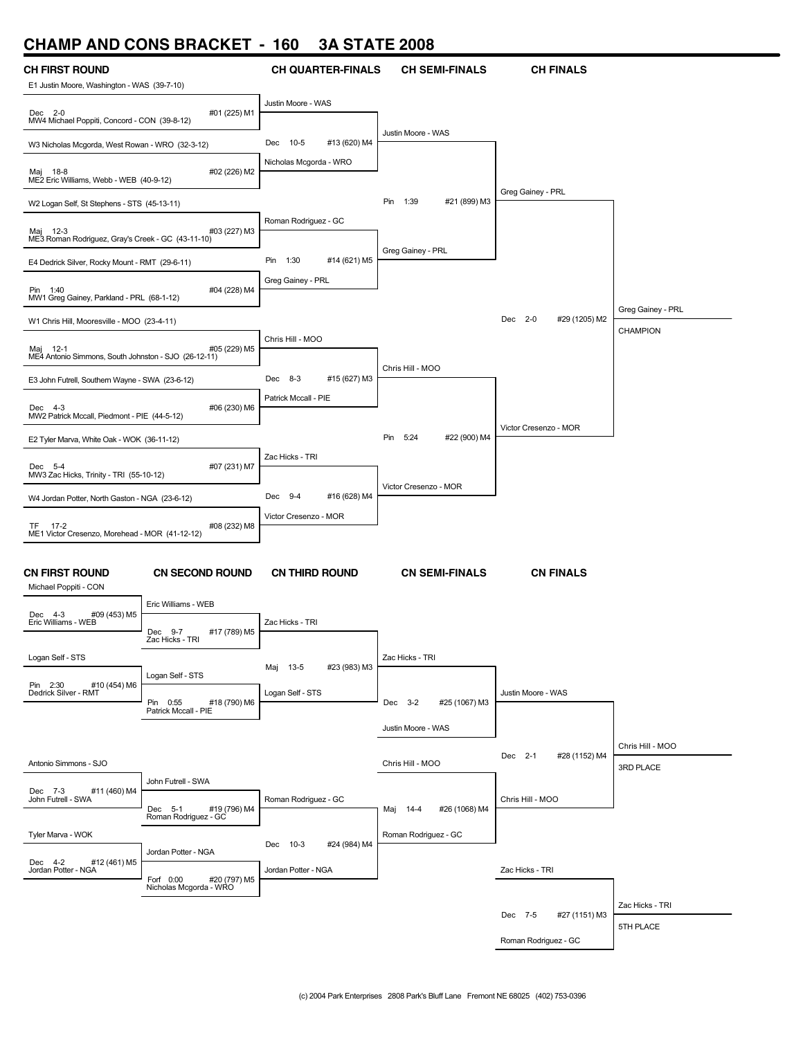# CHAMP AND CONS BRACKET - 160 3A STATE 2008

## CH FIRST ROUND

E1 Justin Moore, Washington - WAS (39-7-10)
Dec 2-0 #01 (225) M1
MW4 Michael Poppiti, Concord - CON (39-8-12)

W3 Nicholas Mcgorda, West Rowan - WRO (32-3-12)
Maj 18-8 #02 (226) M2
ME2 Eric Williams, Webb - WEB (40-9-12)

W2 Logan Self, St Stephens - STS (45-13-11)
Maj 12-3 #03 (227) M3
ME3 Roman Rodriguez, Gray's Creek - GC (43-11-10)

E4 Dedrick Silver, Rocky Mount - RMT (29-6-11)
Pin 1:40 #04 (228) M4
MW1 Greg Gainey, Parkland - PRL (68-1-12)

W1 Chris Hill, Mooresville - MOO (23-4-11)
Maj 12-1 #05 (229) M5
ME4 Antonio Simmons, South Johnston - SJO (26-12-11)

E3 John Futrell, Southern Wayne - SWA (23-6-12)
Dec 4-3 #06 (230) M6
MW2 Patrick Mccall, Piedmont - PIE (44-5-12)

E2 Tyler Marva, White Oak - WOK (36-11-12)
Dec 5-4 #07 (231) M7
MW3 Zac Hicks, Trinity - TRI (55-10-12)

W4 Jordan Potter, North Gaston - NGA (23-6-12)
TF 17-2 #08 (232) M8
ME1 Victor Cresenzo, Morehead - MOR (41-12-12)

## CH QUARTER-FINALS

Justin Moore - WAS
Dec 10-5 #13 (620) M4
Nicholas Mcgorda - WRO

Roman Rodriguez - GC
Pin 1:30 #14 (621) M5
Greg Gainey - PRL

Chris Hill - MOO
Dec 8-3 #15 (627) M3
Patrick Mccall - PIE

Zac Hicks - TRI
Dec 9-4 #16 (628) M4
Victor Cresenzo - MOR

## CH SEMI-FINALS

Justin Moore - WAS
Pin 1:39 #21 (899) M3
Greg Gainey - PRL

Chris Hill - MOO
Pin 5:24 #22 (900) M4
Victor Cresenzo - MOR

## CH FINALS

Greg Gainey - PRL
Dec 2-0 #29 (1205) M2
Victor Cresenzo - MOR

Greg Gainey - PRL
CHAMPION

## CN FIRST ROUND

Michael Poppiti - CON
Dec 4-3 #09 (453) M5
Eric Williams - WEB

Logan Self - STS
Pin 2:30 #10 (454) M6
Dedrick Silver - RMT

Antonio Simmons - SJO
Dec 7-3 #11 (460) M4
John Futrell - SWA

Tyler Marva - WOK
Dec 4-2 #12 (461) M5
Jordan Potter - NGA

## CN SECOND ROUND

Eric Williams - WEB
Dec 9-7 #17 (789) M5
Zac Hicks - TRI

Logan Self - STS
Pin 0:55 #18 (790) M6
Patrick Mccall - PIE

John Futrell - SWA
Dec 5-1 #19 (796) M4
Roman Rodriguez - GC

Jordan Potter - NGA
Forf 0:00 #20 (797) M5
Nicholas Mcgorda - WRO

## CN THIRD ROUND

Zac Hicks - TRI
Maj 13-5 #23 (983) M3
Logan Self - STS

Roman Rodriguez - GC
Dec 10-3 #24 (984) M4
Jordan Potter - NGA

## CN SEMI-FINALS

Zac Hicks - TRI
Dec 3-2 #25 (1067) M3
Justin Moore - WAS

Chris Hill - MOO
Maj 14-4 #26 (1068) M4
Roman Rodriguez - GC

## CN FINALS

Justin Moore - WAS
Dec 2-1 #28 (1152) M4
Chris Hill - MOO

Chris Hill - MOO
3RD PLACE

Zac Hicks - TRI
Dec 7-5 #27 (1151) M3
Roman Rodriguez - GC

Zac Hicks - TRI
5TH PLACE

(c) 2004 Park Enterprises 2808 Park's Bluff Lane Fremont NE 68025 (402) 753-0396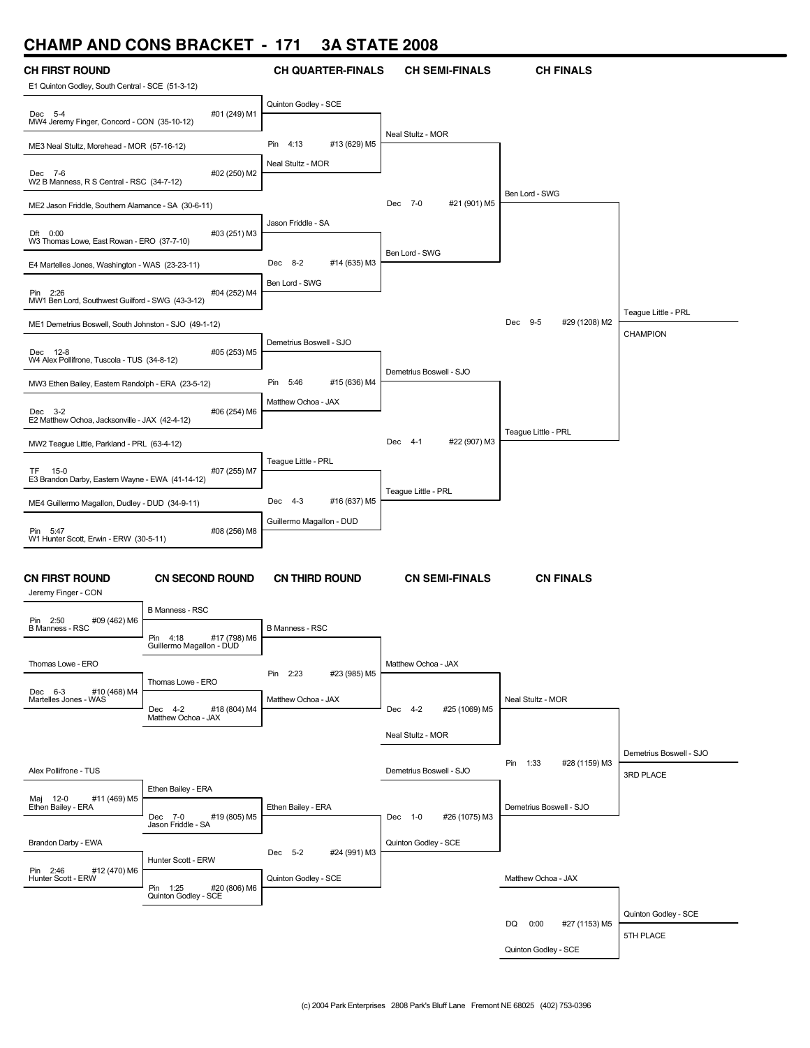# CHAMP AND CONS BRACKET - 171 3A STATE 2008

## CH FIRST ROUND

E1 Quinton Godley, South Central - SCE (51-3-12)
Dec 5-4 #01 (249) M1
MW4 Jeremy Finger, Concord - CON (35-10-12)

ME3 Neal Stultz, Morehead - MOR (57-16-12)
Dec 7-6 #02 (250) M2
W2 B Manness, R S Central - RSC (34-7-12)

ME2 Jason Friddle, Southern Alamance - SA (30-6-11)
Dft 0:00 #03 (251) M3
W3 Thomas Lowe, East Rowan - ERO (37-7-10)

E4 Martelles Jones, Washington - WAS (23-23-11)
Pin 2:26 #04 (252) M4
MW1 Ben Lord, Southwest Guilford - SWG (43-3-12)

ME1 Demetrius Boswell, South Johnston - SJO (49-1-12)
Dec 12-8 #05 (253) M5
W4 Alex Pollifrone, Tuscola - TUS (34-8-12)

MW3 Ethen Bailey, Eastern Randolph - ERA (23-5-12)
Dec 3-2 #06 (254) M6
E2 Matthew Ochoa, Jacksonville - JAX (42-4-12)

MW2 Teague Little, Parkland - PRL (63-4-12)
TF 15-0 #07 (255) M7
E3 Brandon Darby, Eastern Wayne - EWA (41-14-12)

ME4 Guillermo Magallon, Dudley - DUD (34-9-11)
Pin 5:47 #08 (256) M8
W1 Hunter Scott, Erwin - ERW (30-5-11)

## CH QUARTER-FINALS

Quinton Godley - SCE
Pin 4:13 #13 (629) M5
Neal Stultz - MOR

Jason Friddle - SA
Dec 8-2 #14 (635) M3
Ben Lord - SWG

Demetrius Boswell - SJO
Pin 5:46 #15 (636) M4
Matthew Ochoa - JAX

Teague Little - PRL
Dec 4-3 #16 (637) M5
Guillermo Magallon - DUD

## CH SEMI-FINALS

Neal Stultz - MOR
Dec 7-0 #21 (901) M5
Ben Lord - SWG

Demetrius Boswell - SJO
Dec 4-1 #22 (907) M3
Teague Little - PRL

## CH FINALS

Ben Lord - SWG
Dec 9-5 #29 (1208) M2
Teague Little - PRL

Teague Little - PRL
CHAMPION

## CN FIRST ROUND

Jeremy Finger - CON
Pin 2:50 #09 (462) M6
B Manness - RSC

Thomas Lowe - ERO
Dec 6-3 #10 (468) M4
Martelles Jones - WAS

Alex Pollifrone - TUS
Maj 12-0 #11 (469) M5
Ethen Bailey - ERA

Brandon Darby - EWA
Pin 2:46 #12 (470) M6
Hunter Scott - ERW

## CN SECOND ROUND

B Manness - RSC
Pin 4:18 #17 (798) M6
Guillermo Magallon - DUD

Thomas Lowe - ERO
Dec 4-2 #18 (804) M4
Matthew Ochoa - JAX

Ethen Bailey - ERA
Dec 7-0 #19 (805) M5
Jason Friddle - SA

Hunter Scott - ERW
Pin 1:25 #20 (806) M6
Quinton Godley - SCE

## CN THIRD ROUND

B Manness - RSC
Pin 2:23 #23 (985) M5
Matthew Ochoa - JAX

Ethen Bailey - ERA
Dec 5-2 #24 (991) M3
Quinton Godley - SCE

## CN SEMI-FINALS

Matthew Ochoa - JAX
Dec 4-2 #25 (1069) M5
Neal Stultz - MOR

Demetrius Boswell - SJO
Dec 1-0 #26 (1075) M3
Quinton Godley - SCE

## CN FINALS

Neal Stultz - MOR
Pin 1:33 #28 (1159) M3
Demetrius Boswell - SJO

Demetrius Boswell - SJO
3RD PLACE

Matthew Ochoa - JAX
DQ 0:00 #27 (1153) M5
Quinton Godley - SCE

Quinton Godley - SCE
5TH PLACE

(c) 2004 Park Enterprises 2808 Park's Bluff Lane Fremont NE 68025 (402) 753-0396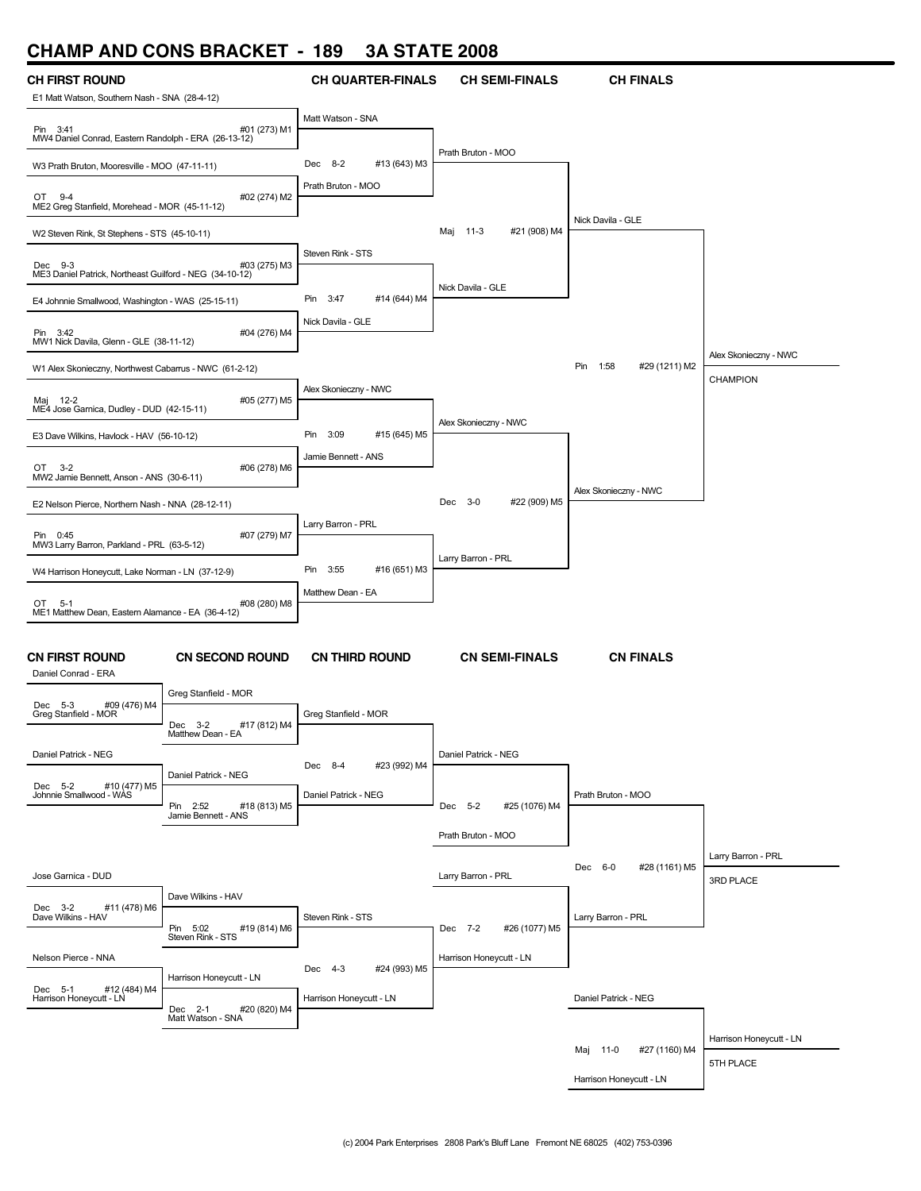# CHAMP AND CONS BRACKET - 189 3A STATE 2008

## CH FIRST ROUND

E1 Matt Watson, Southern Nash - SNA (28-4-12)
Pin 3:41 #01 (273) M1
MW4 Daniel Conrad, Eastern Randolph - ERA (26-13-12)

W3 Prath Bruton, Mooresville - MOO (47-11-11)
OT 9-4 #02 (274) M2
ME2 Greg Stanfield, Morehead - MOR (45-11-12)

W2 Steven Rink, St Stephens - STS (45-10-11)
Dec 9-3 #03 (275) M3
ME3 Daniel Patrick, Northeast Guilford - NEG (34-10-12)

E4 Johnnie Smallwood, Washington - WAS (25-15-11)
Pin 3:42 #04 (276) M4
MW1 Nick Davila, Glenn - GLE (38-11-12)

W1 Alex Skonieczny, Northwest Cabarrus - NWC (61-2-12)
Maj 12-2 #05 (277) M5
ME4 Jose Garnica, Dudley - DUD (42-15-11)

E3 Dave Wilkins, Havlock - HAV (56-10-12)
OT 3-2 #06 (278) M6
MW2 Jamie Bennett, Anson - ANS (30-6-11)

E2 Nelson Pierce, Northern Nash - NNA (28-12-11)
Pin 0:45 #07 (279) M7
MW3 Larry Barron, Parkland - PRL (63-5-12)

W4 Harrison Honeycutt, Lake Norman - LN (37-12-9)
OT 5-1 #08 (280) M8
ME1 Matthew Dean, Eastern Alamance - EA (36-4-12)

## CH QUARTER-FINALS

Matt Watson - SNA
Dec 8-2 #13 (643) M3
Prath Bruton - MOO

Steven Rink - STS
Pin 3:47 #14 (644) M4
Nick Davila - GLE

Alex Skonieczny - NWC
Pin 3:09 #15 (645) M5
Jamie Bennett - ANS

Larry Barron - PRL
Pin 3:55 #16 (651) M3
Matthew Dean - EA

## CH SEMI-FINALS

Prath Bruton - MOO
Maj 11-3 #21 (908) M4
Nick Davila - GLE

Alex Skonieczny - NWC
Dec 3-0 #22 (909) M5
Larry Barron - PRL

## CH FINALS

Nick Davila - GLE
Pin 1:58 #29 (1211) M2
Alex Skonieczny - NWC

Alex Skonieczny - NWC
CHAMPION

## CN FIRST ROUND

Daniel Conrad - ERA
Dec 5-3 #09 (476) M4
Greg Stanfield - MOR

Daniel Patrick - NEG
Dec 5-2 #10 (477) M5
Johnnie Smallwood - WAS

Jose Garnica - DUD
Dec 3-2 #11 (478) M6
Dave Wilkins - HAV

Nelson Pierce - NNA
Dec 5-1 #12 (484) M4
Harrison Honeycutt - LN

## CN SECOND ROUND

Greg Stanfield - MOR
Dec 3-2 #17 (812) M4
Matthew Dean - EA

Daniel Patrick - NEG
Pin 2:52 #18 (813) M5
Jamie Bennett - ANS

Dave Wilkins - HAV
Pin 5:02 #19 (814) M6
Steven Rink - STS

Harrison Honeycutt - LN
Dec 2-1 #20 (820) M4
Matt Watson - SNA

## CN THIRD ROUND

Greg Stanfield - MOR
Dec 8-4 #23 (992) M4
Daniel Patrick - NEG

Steven Rink - STS
Dec 4-3 #24 (993) M5
Harrison Honeycutt - LN

## CN SEMI-FINALS

Daniel Patrick - NEG
Dec 5-2 #25 (1076) M4
Prath Bruton - MOO

Larry Barron - PRL
Dec 7-2 #26 (1077) M5
Harrison Honeycutt - LN

## CN FINALS

Prath Bruton - MOO
Dec 6-0 #28 (1161) M5
Larry Barron - PRL

Larry Barron - PRL
3RD PLACE

Daniel Patrick - NEG
Maj 11-0 #27 (1160) M4
Harrison Honeycutt - LN

Harrison Honeycutt - LN
5TH PLACE

(c) 2004 Park Enterprises 2808 Park's Bluff Lane Fremont NE 68025 (402) 753-0396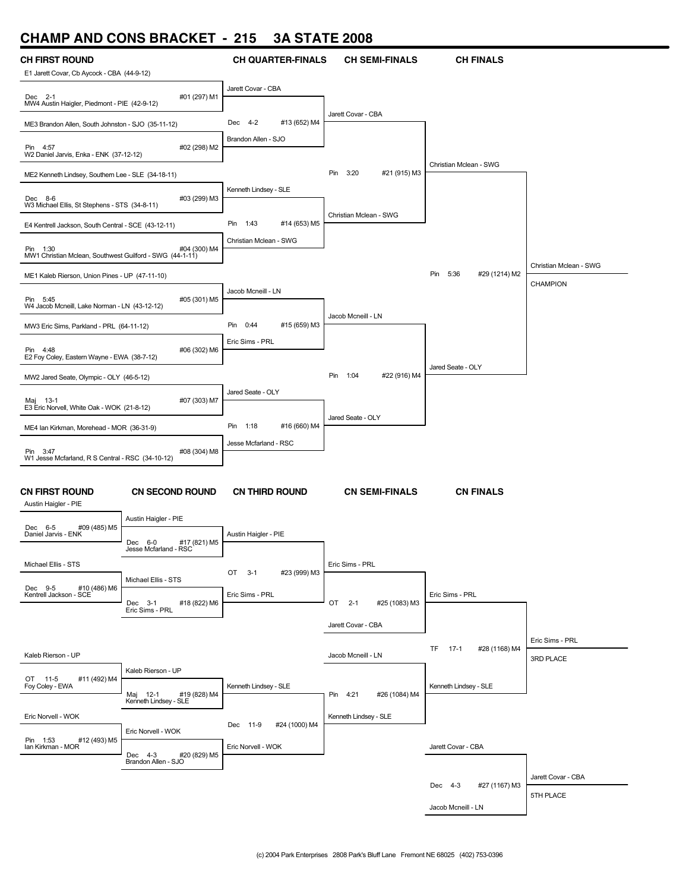# CHAMP AND CONS BRACKET - 215 3A STATE 2008

## CH FIRST ROUND

E1 Jarett Covar, Cb Aycock - CBA (44-9-12)
Dec 2-1 #01 (297) M1
MW4 Austin Haigler, Piedmont - PIE (42-9-12)

ME3 Brandon Allen, South Johnston - SJO (35-11-12)
Pin 4:57 #02 (298) M2
W2 Daniel Jarvis, Enka - ENK (37-12-12)

ME2 Kenneth Lindsey, Southern Lee - SLE (34-18-11)
Dec 8-6 #03 (299) M3
W3 Michael Ellis, St Stephens - STS (34-8-11)

E4 Kentrell Jackson, South Central - SCE (43-12-11)
Pin 1:30 #04 (300) M4
MW1 Christian Mclean, Southwest Guilford - SWG (44-1-11)

ME1 Kaleb Rierson, Union Pines - UP (47-11-10)
Pin 5:45 #05 (301) M5
W4 Jacob Mcneill, Lake Norman - LN (43-12-12)

MW3 Eric Sims, Parkland - PRL (64-11-12)
Pin 4:48 #06 (302) M6
E2 Foy Coley, Eastern Wayne - EWA (38-7-12)

MW2 Jared Seate, Olympic - OLY (46-5-12)
Maj 13-1 #07 (303) M7
E3 Eric Norvell, White Oak - WOK (21-8-12)

ME4 Ian Kirkman, Morehead - MOR (36-31-9)
Pin 3:47 #08 (304) M8
W1 Jesse Mcfarland, R S Central - RSC (34-10-12)

## CH QUARTER-FINALS

Jarett Covar - CBA
Dec 4-2 #13 (652) M4
Brandon Allen - SJO

Kenneth Lindsey - SLE
Pin 1:43 #14 (653) M5
Christian Mclean - SWG

Jacob Mcneill - LN
Pin 0:44 #15 (659) M3
Eric Sims - PRL

Jared Seate - OLY
Pin 1:18 #16 (660) M4
Jesse Mcfarland - RSC

## CH SEMI-FINALS

Jarett Covar - CBA
Pin 3:20 #21 (915) M3
Christian Mclean - SWG

Jacob Mcneill - LN
Pin 1:04 #22 (916) M4
Jared Seate - OLY

## CH FINALS

Christian Mclean - SWG
Pin 5:36 #29 (1214) M2
Jared Seate - OLY

Christian Mclean - SWG
CHAMPION

## CN FIRST ROUND

Austin Haigler - PIE
Dec 6-5 #09 (485) M5
Daniel Jarvis - ENK

Michael Ellis - STS
Dec 9-5 #10 (486) M6
Kentrell Jackson - SCE

Kaleb Rierson - UP
OT 11-5 #11 (492) M4
Foy Coley - EWA

Eric Norvell - WOK
Pin 1:53 #12 (493) M5
Ian Kirkman - MOR

## CN SECOND ROUND

Austin Haigler - PIE
Dec 6-0 #17 (821) M5
Jesse Mcfarland - RSC

Michael Ellis - STS
Dec 3-1 #18 (822) M6
Eric Sims - PRL

Kaleb Rierson - UP
Maj 12-1 #19 (828) M4
Kenneth Lindsey - SLE

Eric Norvell - WOK
Dec 4-3 #20 (829) M5
Brandon Allen - SJO

## CN THIRD ROUND

Austin Haigler - PIE
OT 3-1 #23 (999) M3
Eric Sims - PRL

Kenneth Lindsey - SLE
Dec 11-9 #24 (1000) M4
Eric Norvell - WOK

## CN SEMI-FINALS

Eric Sims - PRL
OT 2-1 #25 (1083) M3
Jarett Covar - CBA

Jacob Mcneill - LN
Pin 4:21 #26 (1084) M4
Kenneth Lindsey - SLE

## CN FINALS

Eric Sims - PRL
TF 17-1 #28 (1168) M4
Kenneth Lindsey - SLE

Eric Sims - PRL
3RD PLACE

Jarett Covar - CBA
Dec 4-3 #27 (1167) M3
Jacob Mcneill - LN

Jarett Covar - CBA
5TH PLACE

(c) 2004 Park Enterprises 2808 Park's Bluff Lane Fremont NE 68025 (402) 753-0396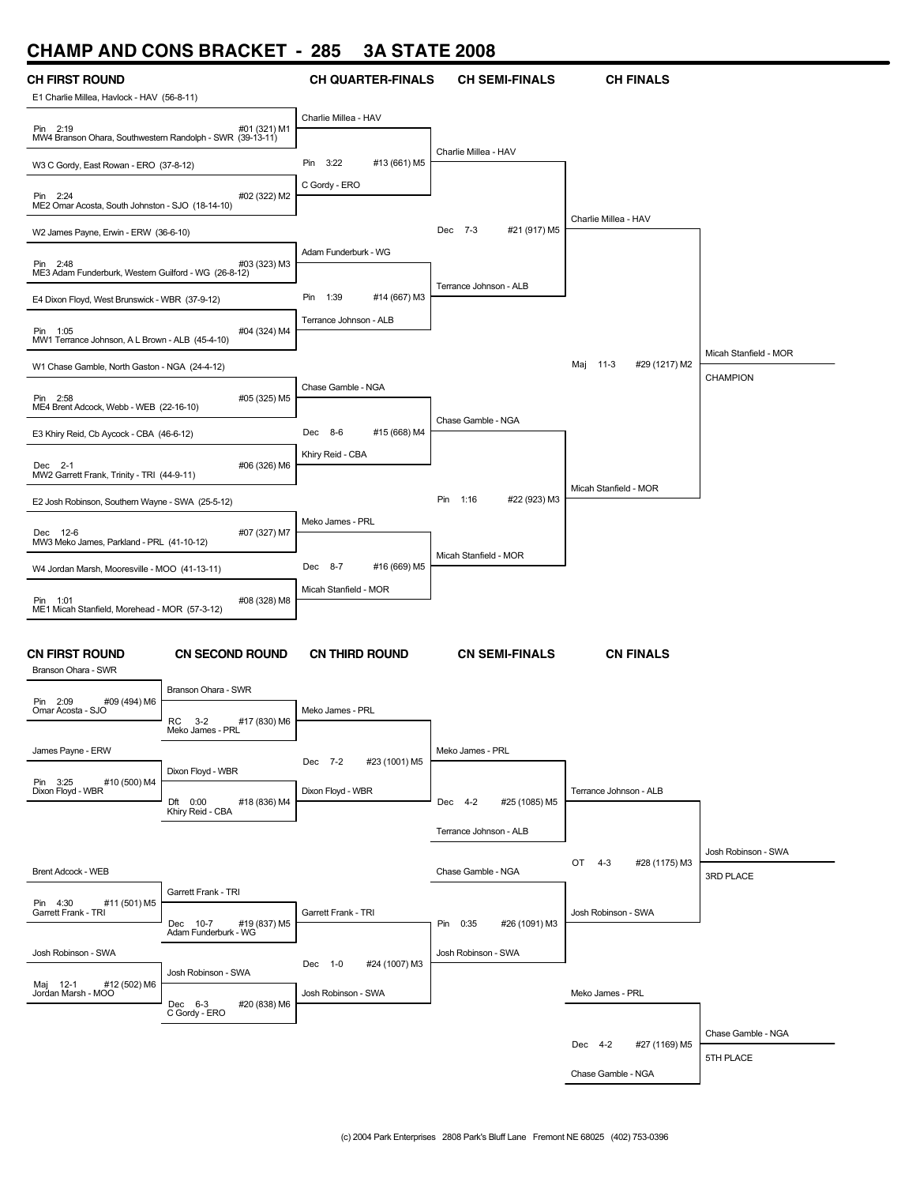# CHAMP AND CONS BRACKET - 285 3A STATE 2008

## CH FIRST ROUND

E1 Charlie Millea, Havlock - HAV (56-8-11)
Pin 2:19 #01 (321) M1
MW4 Branson Ohara, Southwestern Randolph - SWR (39-13-11)

W3 C Gordy, East Rowan - ERO (37-8-12)
Pin 2:24 #02 (322) M2
ME2 Omar Acosta, South Johnston - SJO (18-14-10)

W2 James Payne, Erwin - ERW (36-6-10)
Pin 2:48 #03 (323) M3
ME3 Adam Funderburk, Western Guilford - WG (26-8-12)

E4 Dixon Floyd, West Brunswick - WBR (37-9-12)
Pin 1:05 #04 (324) M4
MW1 Terrance Johnson, A L Brown - ALB (45-4-10)

W1 Chase Gamble, North Gaston - NGA (24-4-12)
Pin 2:58 #05 (325) M5
ME4 Brent Adcock, Webb - WEB (22-16-10)

E3 Khiry Reid, Cb Aycock - CBA (46-6-12)
Dec 2-1 #06 (326) M6
MW2 Garrett Frank, Trinity - TRI (44-9-11)

E2 Josh Robinson, Southern Wayne - SWA (25-5-12)
Dec 12-6 #07 (327) M7
MW3 Meko James, Parkland - PRL (41-10-12)

W4 Jordan Marsh, Mooresville - MOO (41-13-11)
Pin 1:01 #08 (328) M8
ME1 Micah Stanfield, Morehead - MOR (57-3-12)

## CH QUARTER-FINALS

Charlie Millea - HAV
Pin 3:22 #13 (661) M5
C Gordy - ERO

Adam Funderburk - WG
Pin 1:39 #14 (667) M3
Terrance Johnson - ALB

Chase Gamble - NGA
Dec 8-6 #15 (668) M4
Khiry Reid - CBA

Meko James - PRL
Dec 8-7 #16 (669) M5
Micah Stanfield - MOR

## CH SEMI-FINALS

Charlie Millea - HAV
Dec 7-3 #21 (917) M5
Terrance Johnson - ALB

Chase Gamble - NGA
Pin 1:16 #22 (923) M3
Micah Stanfield - MOR

## CH FINALS

Charlie Millea - HAV
Maj 11-3 #29 (1217) M2
Micah Stanfield - MOR

Micah Stanfield - MOR
CHAMPION

## CN FIRST ROUND

Branson Ohara - SWR
Pin 2:09 #09 (494) M6
Omar Acosta - SJO

James Payne - ERW
Pin 3:25 #10 (500) M4
Dixon Floyd - WBR

Brent Adcock - WEB
Pin 4:30 #11 (501) M5
Garrett Frank - TRI

Josh Robinson - SWA
Maj 12-1 #12 (502) M6
Jordan Marsh - MOO

## CN SECOND ROUND

Branson Ohara - SWR
RC 3-2 #17 (830) M6
Meko James - PRL

Dixon Floyd - WBR
Dft 0:00 #18 (836) M4
Khiry Reid - CBA

Garrett Frank - TRI
Dec 10-7 #19 (837) M5
Adam Funderburk - WG

Josh Robinson - SWA
Dec 6-3 #20 (838) M6
C Gordy - ERO

## CN THIRD ROUND

Meko James - PRL
Dec 7-2 #23 (1001) M5
Dixon Floyd - WBR

Garrett Frank - TRI
Dec 1-0 #24 (1007) M3
Josh Robinson - SWA

## CN SEMI-FINALS

Meko James - PRL
Dec 4-2 #25 (1085) M5
Terrance Johnson - ALB

Chase Gamble - NGA
Pin 0:35 #26 (1091) M3
Josh Robinson - SWA

## CN FINALS

Terrance Johnson - ALB
OT 4-3 #28 (1175) M3
Josh Robinson - SWA

Josh Robinson - SWA
3RD PLACE

Meko James - PRL
Dec 4-2 #27 (1169) M5
Chase Gamble - NGA

Chase Gamble - NGA
5TH PLACE

(c) 2004 Park Enterprises 2808 Park's Bluff Lane Fremont NE 68025 (402) 753-0396